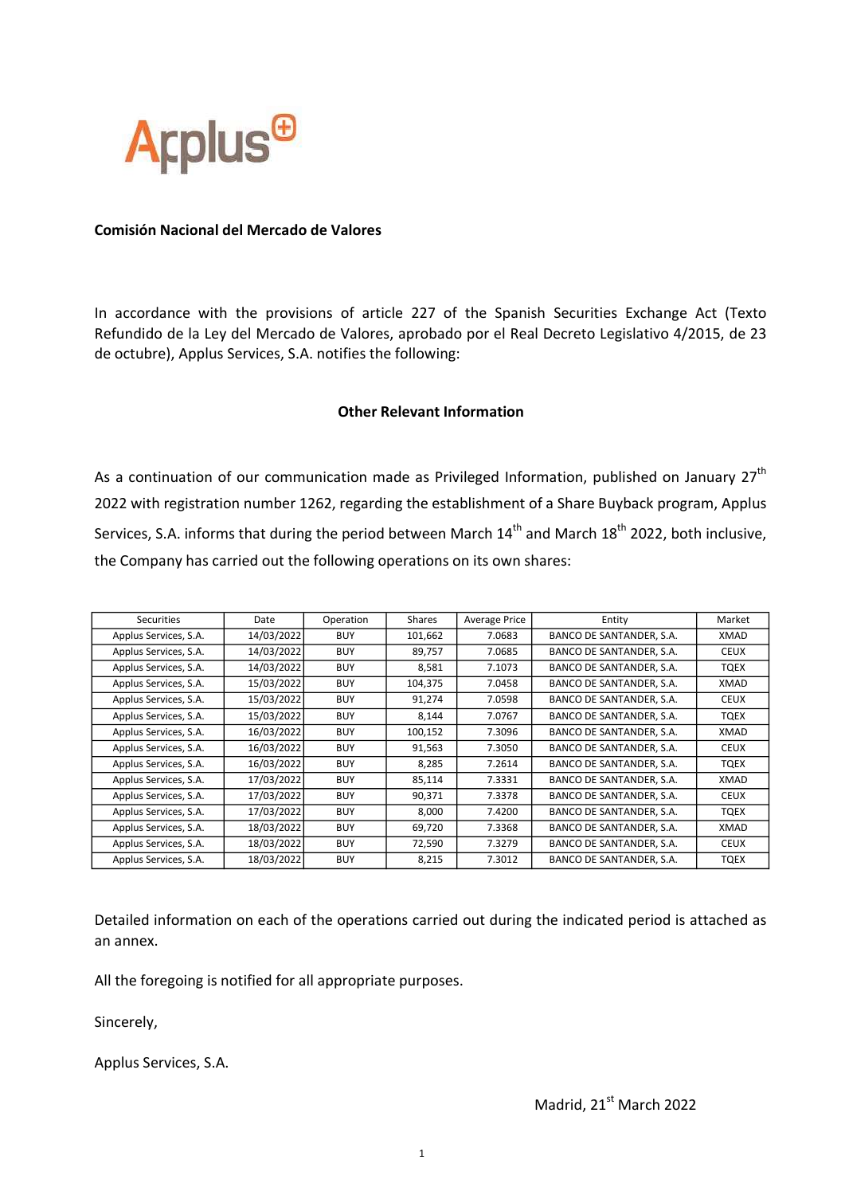Applus

**Comisión Nacional del Mercado de Valores**

In accordance with the provisions of article 227 of the Spanish Securities Exchange Act (Texto Refundido de la Ley del Mercado de Valores, aprobado por el Real Decreto Legislativo 4/2015, de 23 de octubre), Applus Services, S.A. notifies the following:

**Other Relevant Information**

As a continuation of our communication made as Privileged Information, published on January 27th 2022 with registration number 1262, regarding the establishment of a Share Buyback program, Applus Services, S.A. informs that during the period between March 14th and March 18th 2022, both inclusive, the Company has carried out the following operations on its own shares:

| Securities | Date | Operation | Shares | Average Price | Entity | Market |
|---|---|---|---|---|---|---|
| Applus Services, S.A. | 14/03/2022 | BUY | 101,662 | 7.0683 | BANCO DE SANTANDER, S.A. | XMAD |
| Applus Services, S.A. | 14/03/2022 | BUY | 89,757 | 7.0685 | BANCO DE SANTANDER, S.A. | CEUX |
| Applus Services, S.A. | 14/03/2022 | BUY | 8,581 | 7.1073 | BANCO DE SANTANDER, S.A. | TQEX |
| Applus Services, S.A. | 15/03/2022 | BUY | 104,375 | 7.0458 | BANCO DE SANTANDER, S.A. | XMAD |
| Applus Services, S.A. | 15/03/2022 | BUY | 91,274 | 7.0598 | BANCO DE SANTANDER, S.A. | CEUX |
| Applus Services, S.A. | 15/03/2022 | BUY | 8,144 | 7.0767 | BANCO DE SANTANDER, S.A. | TQEX |
| Applus Services, S.A. | 16/03/2022 | BUY | 100,152 | 7.3096 | BANCO DE SANTANDER, S.A. | XMAD |
| Applus Services, S.A. | 16/03/2022 | BUY | 91,563 | 7.3050 | BANCO DE SANTANDER, S.A. | CEUX |
| Applus Services, S.A. | 16/03/2022 | BUY | 8,285 | 7.2614 | BANCO DE SANTANDER, S.A. | TQEX |
| Applus Services, S.A. | 17/03/2022 | BUY | 85,114 | 7.3331 | BANCO DE SANTANDER, S.A. | XMAD |
| Applus Services, S.A. | 17/03/2022 | BUY | 90,371 | 7.3378 | BANCO DE SANTANDER, S.A. | CEUX |
| Applus Services, S.A. | 17/03/2022 | BUY | 8,000 | 7.4200 | BANCO DE SANTANDER, S.A. | TQEX |
| Applus Services, S.A. | 18/03/2022 | BUY | 69,720 | 7.3368 | BANCO DE SANTANDER, S.A. | XMAD |
| Applus Services, S.A. | 18/03/2022 | BUY | 72,590 | 7.3279 | BANCO DE SANTANDER, S.A. | CEUX |
| Applus Services, S.A. | 18/03/2022 | BUY | 8,215 | 7.3012 | BANCO DE SANTANDER, S.A. | TQEX |

Detailed information on each of the operations carried out during the indicated period is attached as an annex.

All the foregoing is notified for all appropriate purposes.

Sincerely,

Applus Services, S.A.

Madrid, 21st March 2022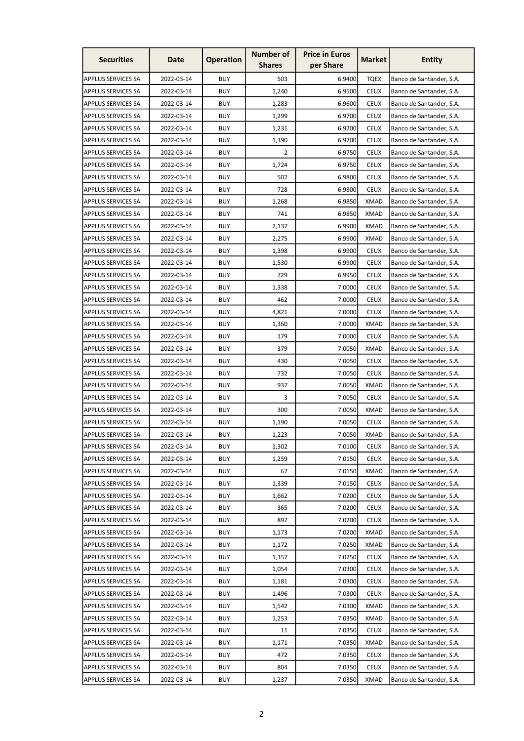| Securities | Date | Operation | Number of Shares | Price in Euros per Share | Market | Entity |
|---|---|---|---|---|---|---|
| APPLUS SERVICES SA | 2022-03-14 | BUY | 503 | 6.9400 | TQEX | Banco de Santander, S.A. |
| APPLUS SERVICES SA | 2022-03-14 | BUY | 1,240 | 6.9500 | CEUX | Banco de Santander, S.A. |
| APPLUS SERVICES SA | 2022-03-14 | BUY | 1,283 | 6.9600 | CEUX | Banco de Santander, S.A. |
| APPLUS SERVICES SA | 2022-03-14 | BUY | 1,299 | 6.9700 | CEUX | Banco de Santander, S.A. |
| APPLUS SERVICES SA | 2022-03-14 | BUY | 1,231 | 6.9700 | CEUX | Banco de Santander, S.A. |
| APPLUS SERVICES SA | 2022-03-14 | BUY | 1,390 | 6.9700 | CEUX | Banco de Santander, S.A. |
| APPLUS SERVICES SA | 2022-03-14 | BUY | 2 | 6.9750 | CEUX | Banco de Santander, S.A. |
| APPLUS SERVICES SA | 2022-03-14 | BUY | 1,724 | 6.9750 | CEUX | Banco de Santander, S.A. |
| APPLUS SERVICES SA | 2022-03-14 | BUY | 502 | 6.9800 | CEUX | Banco de Santander, S.A. |
| APPLUS SERVICES SA | 2022-03-14 | BUY | 728 | 6.9800 | CEUX | Banco de Santander, S.A. |
| APPLUS SERVICES SA | 2022-03-14 | BUY | 1,268 | 6.9850 | XMAD | Banco de Santander, S.A. |
| APPLUS SERVICES SA | 2022-03-14 | BUY | 741 | 6.9850 | XMAD | Banco de Santander, S.A. |
| APPLUS SERVICES SA | 2022-03-14 | BUY | 2,137 | 6.9900 | XMAD | Banco de Santander, S.A. |
| APPLUS SERVICES SA | 2022-03-14 | BUY | 2,275 | 6.9900 | XMAD | Banco de Santander, S.A. |
| APPLUS SERVICES SA | 2022-03-14 | BUY | 1,398 | 6.9900 | CEUX | Banco de Santander, S.A. |
| APPLUS SERVICES SA | 2022-03-14 | BUY | 1,530 | 6.9900 | CEUX | Banco de Santander, S.A. |
| APPLUS SERVICES SA | 2022-03-14 | BUY | 729 | 6.9950 | CEUX | Banco de Santander, S.A. |
| APPLUS SERVICES SA | 2022-03-14 | BUY | 1,338 | 7.0000 | CEUX | Banco de Santander, S.A. |
| APPLUS SERVICES SA | 2022-03-14 | BUY | 462 | 7.0000 | CEUX | Banco de Santander, S.A. |
| APPLUS SERVICES SA | 2022-03-14 | BUY | 4,821 | 7.0000 | CEUX | Banco de Santander, S.A. |
| APPLUS SERVICES SA | 2022-03-14 | BUY | 1,360 | 7.0000 | XMAD | Banco de Santander, S.A. |
| APPLUS SERVICES SA | 2022-03-14 | BUY | 179 | 7.0000 | CEUX | Banco de Santander, S.A. |
| APPLUS SERVICES SA | 2022-03-14 | BUY | 379 | 7.0050 | XMAD | Banco de Santander, S.A. |
| APPLUS SERVICES SA | 2022-03-14 | BUY | 430 | 7.0050 | CEUX | Banco de Santander, S.A. |
| APPLUS SERVICES SA | 2022-03-14 | BUY | 732 | 7.0050 | CEUX | Banco de Santander, S.A. |
| APPLUS SERVICES SA | 2022-03-14 | BUY | 937 | 7.0050 | XMAD | Banco de Santander, S.A. |
| APPLUS SERVICES SA | 2022-03-14 | BUY | 3 | 7.0050 | CEUX | Banco de Santander, S.A. |
| APPLUS SERVICES SA | 2022-03-14 | BUY | 300 | 7.0050 | XMAD | Banco de Santander, S.A. |
| APPLUS SERVICES SA | 2022-03-14 | BUY | 1,190 | 7.0050 | CEUX | Banco de Santander, S.A. |
| APPLUS SERVICES SA | 2022-03-14 | BUY | 1,223 | 7.0050 | XMAD | Banco de Santander, S.A. |
| APPLUS SERVICES SA | 2022-03-14 | BUY | 1,302 | 7.0100 | CEUX | Banco de Santander, S.A. |
| APPLUS SERVICES SA | 2022-03-14 | BUY | 1,259 | 7.0150 | CEUX | Banco de Santander, S.A. |
| APPLUS SERVICES SA | 2022-03-14 | BUY | 67 | 7.0150 | XMAD | Banco de Santander, S.A. |
| APPLUS SERVICES SA | 2022-03-14 | BUY | 1,339 | 7.0150 | CEUX | Banco de Santander, S.A. |
| APPLUS SERVICES SA | 2022-03-14 | BUY | 1,662 | 7.0200 | CEUX | Banco de Santander, S.A. |
| APPLUS SERVICES SA | 2022-03-14 | BUY | 365 | 7.0200 | CEUX | Banco de Santander, S.A. |
| APPLUS SERVICES SA | 2022-03-14 | BUY | 892 | 7.0200 | CEUX | Banco de Santander, S.A. |
| APPLUS SERVICES SA | 2022-03-14 | BUY | 1,173 | 7.0200 | XMAD | Banco de Santander, S.A. |
| APPLUS SERVICES SA | 2022-03-14 | BUY | 1,172 | 7.0250 | XMAD | Banco de Santander, S.A. |
| APPLUS SERVICES SA | 2022-03-14 | BUY | 1,357 | 7.0250 | CEUX | Banco de Santander, S.A. |
| APPLUS SERVICES SA | 2022-03-14 | BUY | 1,054 | 7.0300 | CEUX | Banco de Santander, S.A. |
| APPLUS SERVICES SA | 2022-03-14 | BUY | 1,181 | 7.0300 | CEUX | Banco de Santander, S.A. |
| APPLUS SERVICES SA | 2022-03-14 | BUY | 1,496 | 7.0300 | CEUX | Banco de Santander, S.A. |
| APPLUS SERVICES SA | 2022-03-14 | BUY | 1,542 | 7.0300 | XMAD | Banco de Santander, S.A. |
| APPLUS SERVICES SA | 2022-03-14 | BUY | 1,253 | 7.0350 | XMAD | Banco de Santander, S.A. |
| APPLUS SERVICES SA | 2022-03-14 | BUY | 11 | 7.0350 | CEUX | Banco de Santander, S.A. |
| APPLUS SERVICES SA | 2022-03-14 | BUY | 1,171 | 7.0350 | XMAD | Banco de Santander, S.A. |
| APPLUS SERVICES SA | 2022-03-14 | BUY | 472 | 7.0350 | CEUX | Banco de Santander, S.A. |
| APPLUS SERVICES SA | 2022-03-14 | BUY | 804 | 7.0350 | CEUX | Banco de Santander, S.A. |
| APPLUS SERVICES SA | 2022-03-14 | BUY | 1,237 | 7.0350 | XMAD | Banco de Santander, S.A. |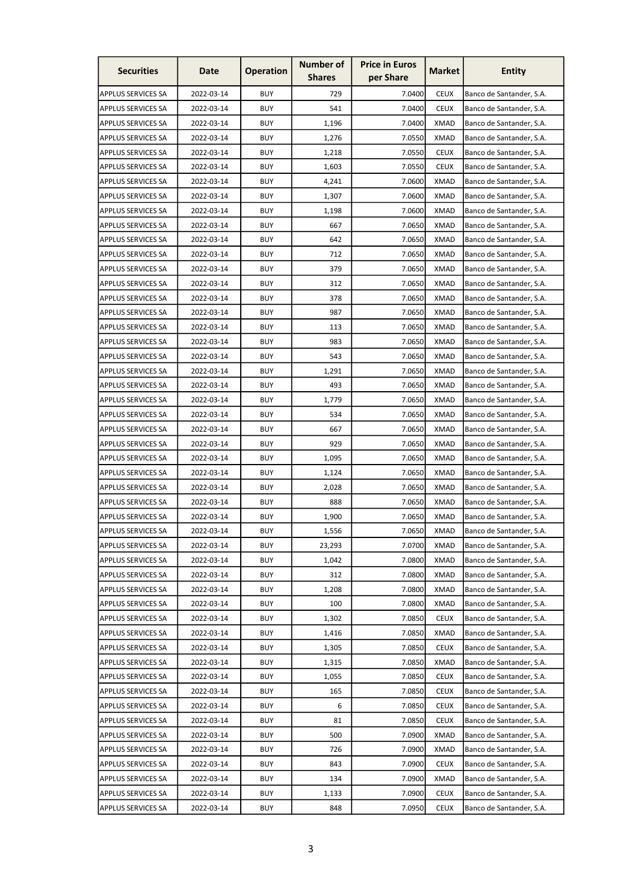| Securities | Date | Operation | Number of Shares | Price in Euros per Share | Market | Entity |
|---|---|---|---|---|---|---|
| APPLUS SERVICES SA | 2022-03-14 | BUY | 729 | 7.0400 | CEUX | Banco de Santander, S.A. |
| APPLUS SERVICES SA | 2022-03-14 | BUY | 541 | 7.0400 | CEUX | Banco de Santander, S.A. |
| APPLUS SERVICES SA | 2022-03-14 | BUY | 1,196 | 7.0400 | XMAD | Banco de Santander, S.A. |
| APPLUS SERVICES SA | 2022-03-14 | BUY | 1,276 | 7.0550 | XMAD | Banco de Santander, S.A. |
| APPLUS SERVICES SA | 2022-03-14 | BUY | 1,218 | 7.0550 | CEUX | Banco de Santander, S.A. |
| APPLUS SERVICES SA | 2022-03-14 | BUY | 1,603 | 7.0550 | CEUX | Banco de Santander, S.A. |
| APPLUS SERVICES SA | 2022-03-14 | BUY | 4,241 | 7.0600 | XMAD | Banco de Santander, S.A. |
| APPLUS SERVICES SA | 2022-03-14 | BUY | 1,307 | 7.0600 | XMAD | Banco de Santander, S.A. |
| APPLUS SERVICES SA | 2022-03-14 | BUY | 1,198 | 7.0600 | XMAD | Banco de Santander, S.A. |
| APPLUS SERVICES SA | 2022-03-14 | BUY | 667 | 7.0650 | XMAD | Banco de Santander, S.A. |
| APPLUS SERVICES SA | 2022-03-14 | BUY | 642 | 7.0650 | XMAD | Banco de Santander, S.A. |
| APPLUS SERVICES SA | 2022-03-14 | BUY | 712 | 7.0650 | XMAD | Banco de Santander, S.A. |
| APPLUS SERVICES SA | 2022-03-14 | BUY | 379 | 7.0650 | XMAD | Banco de Santander, S.A. |
| APPLUS SERVICES SA | 2022-03-14 | BUY | 312 | 7.0650 | XMAD | Banco de Santander, S.A. |
| APPLUS SERVICES SA | 2022-03-14 | BUY | 378 | 7.0650 | XMAD | Banco de Santander, S.A. |
| APPLUS SERVICES SA | 2022-03-14 | BUY | 987 | 7.0650 | XMAD | Banco de Santander, S.A. |
| APPLUS SERVICES SA | 2022-03-14 | BUY | 113 | 7.0650 | XMAD | Banco de Santander, S.A. |
| APPLUS SERVICES SA | 2022-03-14 | BUY | 983 | 7.0650 | XMAD | Banco de Santander, S.A. |
| APPLUS SERVICES SA | 2022-03-14 | BUY | 543 | 7.0650 | XMAD | Banco de Santander, S.A. |
| APPLUS SERVICES SA | 2022-03-14 | BUY | 1,291 | 7.0650 | XMAD | Banco de Santander, S.A. |
| APPLUS SERVICES SA | 2022-03-14 | BUY | 493 | 7.0650 | XMAD | Banco de Santander, S.A. |
| APPLUS SERVICES SA | 2022-03-14 | BUY | 1,779 | 7.0650 | XMAD | Banco de Santander, S.A. |
| APPLUS SERVICES SA | 2022-03-14 | BUY | 534 | 7.0650 | XMAD | Banco de Santander, S.A. |
| APPLUS SERVICES SA | 2022-03-14 | BUY | 667 | 7.0650 | XMAD | Banco de Santander, S.A. |
| APPLUS SERVICES SA | 2022-03-14 | BUY | 929 | 7.0650 | XMAD | Banco de Santander, S.A. |
| APPLUS SERVICES SA | 2022-03-14 | BUY | 1,095 | 7.0650 | XMAD | Banco de Santander, S.A. |
| APPLUS SERVICES SA | 2022-03-14 | BUY | 1,124 | 7.0650 | XMAD | Banco de Santander, S.A. |
| APPLUS SERVICES SA | 2022-03-14 | BUY | 2,028 | 7.0650 | XMAD | Banco de Santander, S.A. |
| APPLUS SERVICES SA | 2022-03-14 | BUY | 888 | 7.0650 | XMAD | Banco de Santander, S.A. |
| APPLUS SERVICES SA | 2022-03-14 | BUY | 1,900 | 7.0650 | XMAD | Banco de Santander, S.A. |
| APPLUS SERVICES SA | 2022-03-14 | BUY | 1,556 | 7.0650 | XMAD | Banco de Santander, S.A. |
| APPLUS SERVICES SA | 2022-03-14 | BUY | 23,293 | 7.0700 | XMAD | Banco de Santander, S.A. |
| APPLUS SERVICES SA | 2022-03-14 | BUY | 1,042 | 7.0800 | XMAD | Banco de Santander, S.A. |
| APPLUS SERVICES SA | 2022-03-14 | BUY | 312 | 7.0800 | XMAD | Banco de Santander, S.A. |
| APPLUS SERVICES SA | 2022-03-14 | BUY | 1,208 | 7.0800 | XMAD | Banco de Santander, S.A. |
| APPLUS SERVICES SA | 2022-03-14 | BUY | 100 | 7.0800 | XMAD | Banco de Santander, S.A. |
| APPLUS SERVICES SA | 2022-03-14 | BUY | 1,302 | 7.0850 | CEUX | Banco de Santander, S.A. |
| APPLUS SERVICES SA | 2022-03-14 | BUY | 1,416 | 7.0850 | XMAD | Banco de Santander, S.A. |
| APPLUS SERVICES SA | 2022-03-14 | BUY | 1,305 | 7.0850 | CEUX | Banco de Santander, S.A. |
| APPLUS SERVICES SA | 2022-03-14 | BUY | 1,315 | 7.0850 | XMAD | Banco de Santander, S.A. |
| APPLUS SERVICES SA | 2022-03-14 | BUY | 1,055 | 7.0850 | CEUX | Banco de Santander, S.A. |
| APPLUS SERVICES SA | 2022-03-14 | BUY | 165 | 7.0850 | CEUX | Banco de Santander, S.A. |
| APPLUS SERVICES SA | 2022-03-14 | BUY | 6 | 7.0850 | CEUX | Banco de Santander, S.A. |
| APPLUS SERVICES SA | 2022-03-14 | BUY | 81 | 7.0850 | CEUX | Banco de Santander, S.A. |
| APPLUS SERVICES SA | 2022-03-14 | BUY | 500 | 7.0900 | XMAD | Banco de Santander, S.A. |
| APPLUS SERVICES SA | 2022-03-14 | BUY | 726 | 7.0900 | XMAD | Banco de Santander, S.A. |
| APPLUS SERVICES SA | 2022-03-14 | BUY | 843 | 7.0900 | CEUX | Banco de Santander, S.A. |
| APPLUS SERVICES SA | 2022-03-14 | BUY | 134 | 7.0900 | XMAD | Banco de Santander, S.A. |
| APPLUS SERVICES SA | 2022-03-14 | BUY | 1,133 | 7.0900 | CEUX | Banco de Santander, S.A. |
| APPLUS SERVICES SA | 2022-03-14 | BUY | 848 | 7.0950 | CEUX | Banco de Santander, S.A. |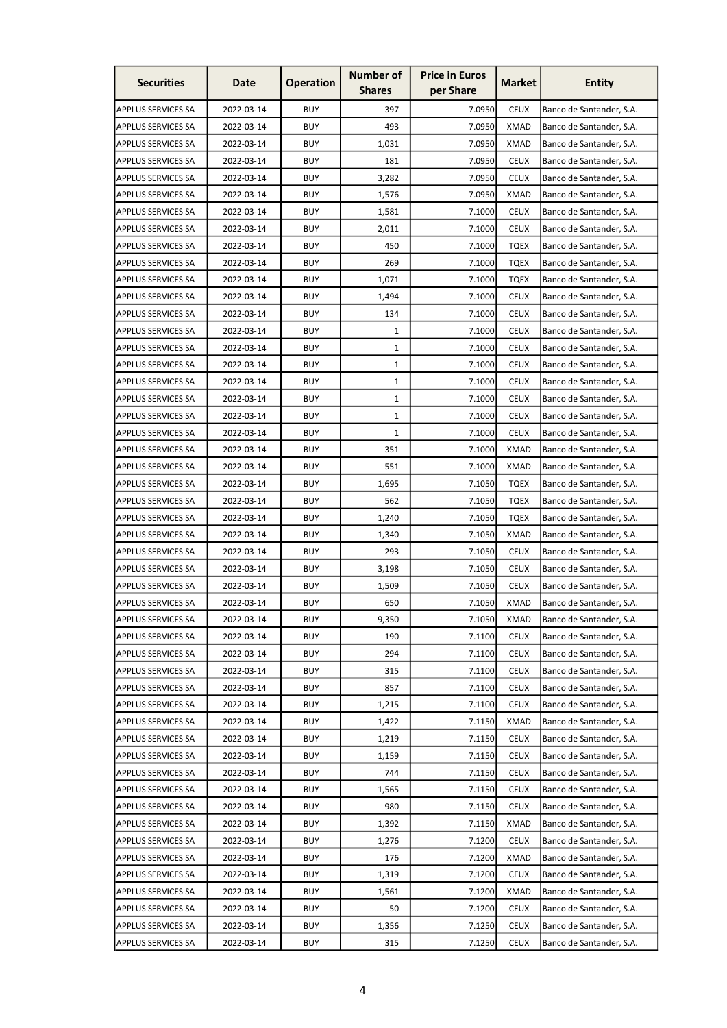| Securities | Date | Operation | Number of Shares | Price in Euros per Share | Market | Entity |
|---|---|---|---|---|---|---|
| APPLUS SERVICES SA | 2022-03-14 | BUY | 397 | 7.0950 | CEUX | Banco de Santander, S.A. |
| APPLUS SERVICES SA | 2022-03-14 | BUY | 493 | 7.0950 | XMAD | Banco de Santander, S.A. |
| APPLUS SERVICES SA | 2022-03-14 | BUY | 1,031 | 7.0950 | XMAD | Banco de Santander, S.A. |
| APPLUS SERVICES SA | 2022-03-14 | BUY | 181 | 7.0950 | CEUX | Banco de Santander, S.A. |
| APPLUS SERVICES SA | 2022-03-14 | BUY | 3,282 | 7.0950 | CEUX | Banco de Santander, S.A. |
| APPLUS SERVICES SA | 2022-03-14 | BUY | 1,576 | 7.0950 | XMAD | Banco de Santander, S.A. |
| APPLUS SERVICES SA | 2022-03-14 | BUY | 1,581 | 7.1000 | CEUX | Banco de Santander, S.A. |
| APPLUS SERVICES SA | 2022-03-14 | BUY | 2,011 | 7.1000 | CEUX | Banco de Santander, S.A. |
| APPLUS SERVICES SA | 2022-03-14 | BUY | 450 | 7.1000 | TQEX | Banco de Santander, S.A. |
| APPLUS SERVICES SA | 2022-03-14 | BUY | 269 | 7.1000 | TQEX | Banco de Santander, S.A. |
| APPLUS SERVICES SA | 2022-03-14 | BUY | 1,071 | 7.1000 | TQEX | Banco de Santander, S.A. |
| APPLUS SERVICES SA | 2022-03-14 | BUY | 1,494 | 7.1000 | CEUX | Banco de Santander, S.A. |
| APPLUS SERVICES SA | 2022-03-14 | BUY | 134 | 7.1000 | CEUX | Banco de Santander, S.A. |
| APPLUS SERVICES SA | 2022-03-14 | BUY | 1 | 7.1000 | CEUX | Banco de Santander, S.A. |
| APPLUS SERVICES SA | 2022-03-14 | BUY | 1 | 7.1000 | CEUX | Banco de Santander, S.A. |
| APPLUS SERVICES SA | 2022-03-14 | BUY | 1 | 7.1000 | CEUX | Banco de Santander, S.A. |
| APPLUS SERVICES SA | 2022-03-14 | BUY | 1 | 7.1000 | CEUX | Banco de Santander, S.A. |
| APPLUS SERVICES SA | 2022-03-14 | BUY | 1 | 7.1000 | CEUX | Banco de Santander, S.A. |
| APPLUS SERVICES SA | 2022-03-14 | BUY | 1 | 7.1000 | CEUX | Banco de Santander, S.A. |
| APPLUS SERVICES SA | 2022-03-14 | BUY | 1 | 7.1000 | CEUX | Banco de Santander, S.A. |
| APPLUS SERVICES SA | 2022-03-14 | BUY | 351 | 7.1000 | XMAD | Banco de Santander, S.A. |
| APPLUS SERVICES SA | 2022-03-14 | BUY | 551 | 7.1000 | XMAD | Banco de Santander, S.A. |
| APPLUS SERVICES SA | 2022-03-14 | BUY | 1,695 | 7.1050 | TQEX | Banco de Santander, S.A. |
| APPLUS SERVICES SA | 2022-03-14 | BUY | 562 | 7.1050 | TQEX | Banco de Santander, S.A. |
| APPLUS SERVICES SA | 2022-03-14 | BUY | 1,240 | 7.1050 | TQEX | Banco de Santander, S.A. |
| APPLUS SERVICES SA | 2022-03-14 | BUY | 1,340 | 7.1050 | XMAD | Banco de Santander, S.A. |
| APPLUS SERVICES SA | 2022-03-14 | BUY | 293 | 7.1050 | CEUX | Banco de Santander, S.A. |
| APPLUS SERVICES SA | 2022-03-14 | BUY | 3,198 | 7.1050 | CEUX | Banco de Santander, S.A. |
| APPLUS SERVICES SA | 2022-03-14 | BUY | 1,509 | 7.1050 | CEUX | Banco de Santander, S.A. |
| APPLUS SERVICES SA | 2022-03-14 | BUY | 650 | 7.1050 | XMAD | Banco de Santander, S.A. |
| APPLUS SERVICES SA | 2022-03-14 | BUY | 9,350 | 7.1050 | XMAD | Banco de Santander, S.A. |
| APPLUS SERVICES SA | 2022-03-14 | BUY | 190 | 7.1100 | CEUX | Banco de Santander, S.A. |
| APPLUS SERVICES SA | 2022-03-14 | BUY | 294 | 7.1100 | CEUX | Banco de Santander, S.A. |
| APPLUS SERVICES SA | 2022-03-14 | BUY | 315 | 7.1100 | CEUX | Banco de Santander, S.A. |
| APPLUS SERVICES SA | 2022-03-14 | BUY | 857 | 7.1100 | CEUX | Banco de Santander, S.A. |
| APPLUS SERVICES SA | 2022-03-14 | BUY | 1,215 | 7.1100 | CEUX | Banco de Santander, S.A. |
| APPLUS SERVICES SA | 2022-03-14 | BUY | 1,422 | 7.1150 | XMAD | Banco de Santander, S.A. |
| APPLUS SERVICES SA | 2022-03-14 | BUY | 1,219 | 7.1150 | CEUX | Banco de Santander, S.A. |
| APPLUS SERVICES SA | 2022-03-14 | BUY | 1,159 | 7.1150 | CEUX | Banco de Santander, S.A. |
| APPLUS SERVICES SA | 2022-03-14 | BUY | 744 | 7.1150 | CEUX | Banco de Santander, S.A. |
| APPLUS SERVICES SA | 2022-03-14 | BUY | 1,565 | 7.1150 | CEUX | Banco de Santander, S.A. |
| APPLUS SERVICES SA | 2022-03-14 | BUY | 980 | 7.1150 | CEUX | Banco de Santander, S.A. |
| APPLUS SERVICES SA | 2022-03-14 | BUY | 1,392 | 7.1150 | XMAD | Banco de Santander, S.A. |
| APPLUS SERVICES SA | 2022-03-14 | BUY | 1,276 | 7.1200 | CEUX | Banco de Santander, S.A. |
| APPLUS SERVICES SA | 2022-03-14 | BUY | 176 | 7.1200 | XMAD | Banco de Santander, S.A. |
| APPLUS SERVICES SA | 2022-03-14 | BUY | 1,319 | 7.1200 | CEUX | Banco de Santander, S.A. |
| APPLUS SERVICES SA | 2022-03-14 | BUY | 1,561 | 7.1200 | XMAD | Banco de Santander, S.A. |
| APPLUS SERVICES SA | 2022-03-14 | BUY | 50 | 7.1200 | CEUX | Banco de Santander, S.A. |
| APPLUS SERVICES SA | 2022-03-14 | BUY | 1,356 | 7.1250 | CEUX | Banco de Santander, S.A. |
| APPLUS SERVICES SA | 2022-03-14 | BUY | 315 | 7.1250 | CEUX | Banco de Santander, S.A. |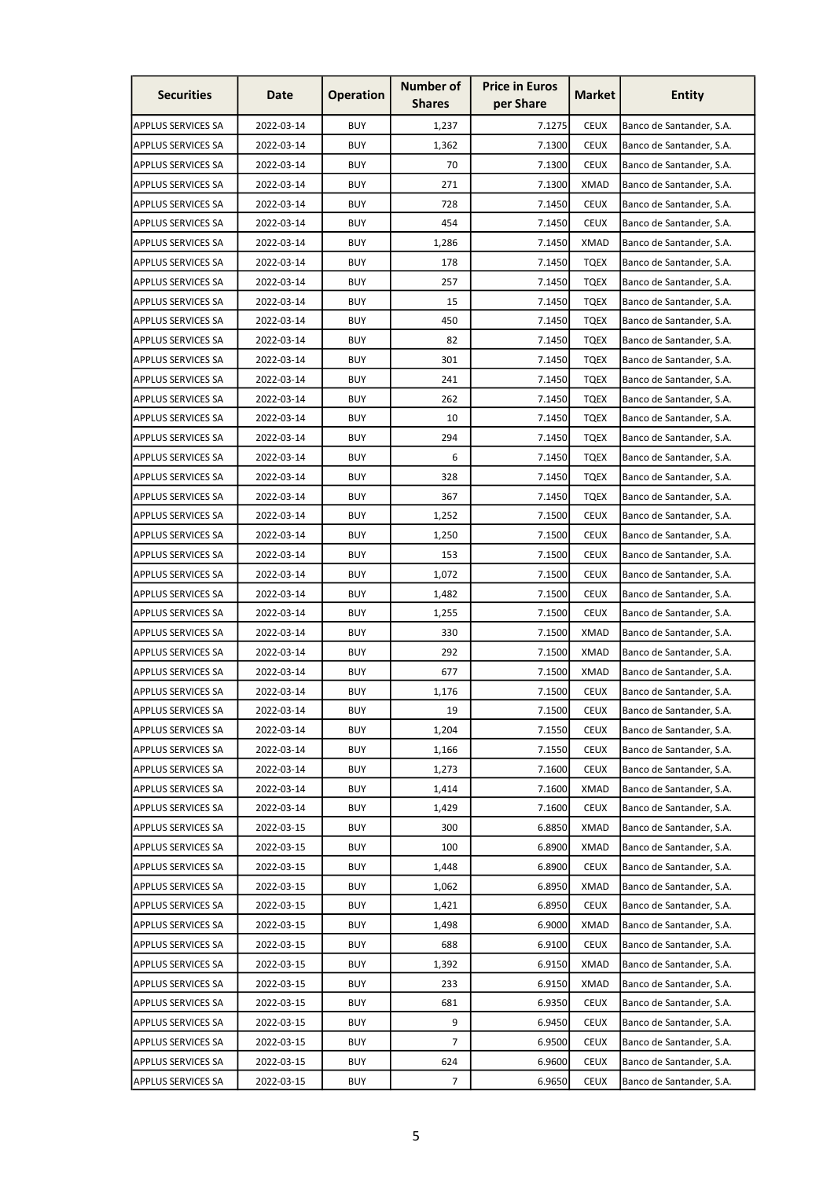| Securities | Date | Operation | Number of Shares | Price in Euros per Share | Market | Entity |
|---|---|---|---|---|---|---|
| APPLUS SERVICES SA | 2022-03-14 | BUY | 1,237 | 7.1275 | CEUX | Banco de Santander, S.A. |
| APPLUS SERVICES SA | 2022-03-14 | BUY | 1,362 | 7.1300 | CEUX | Banco de Santander, S.A. |
| APPLUS SERVICES SA | 2022-03-14 | BUY | 70 | 7.1300 | CEUX | Banco de Santander, S.A. |
| APPLUS SERVICES SA | 2022-03-14 | BUY | 271 | 7.1300 | XMAD | Banco de Santander, S.A. |
| APPLUS SERVICES SA | 2022-03-14 | BUY | 728 | 7.1450 | CEUX | Banco de Santander, S.A. |
| APPLUS SERVICES SA | 2022-03-14 | BUY | 454 | 7.1450 | CEUX | Banco de Santander, S.A. |
| APPLUS SERVICES SA | 2022-03-14 | BUY | 1,286 | 7.1450 | XMAD | Banco de Santander, S.A. |
| APPLUS SERVICES SA | 2022-03-14 | BUY | 178 | 7.1450 | TQEX | Banco de Santander, S.A. |
| APPLUS SERVICES SA | 2022-03-14 | BUY | 257 | 7.1450 | TQEX | Banco de Santander, S.A. |
| APPLUS SERVICES SA | 2022-03-14 | BUY | 15 | 7.1450 | TQEX | Banco de Santander, S.A. |
| APPLUS SERVICES SA | 2022-03-14 | BUY | 450 | 7.1450 | TQEX | Banco de Santander, S.A. |
| APPLUS SERVICES SA | 2022-03-14 | BUY | 82 | 7.1450 | TQEX | Banco de Santander, S.A. |
| APPLUS SERVICES SA | 2022-03-14 | BUY | 301 | 7.1450 | TQEX | Banco de Santander, S.A. |
| APPLUS SERVICES SA | 2022-03-14 | BUY | 241 | 7.1450 | TQEX | Banco de Santander, S.A. |
| APPLUS SERVICES SA | 2022-03-14 | BUY | 262 | 7.1450 | TQEX | Banco de Santander, S.A. |
| APPLUS SERVICES SA | 2022-03-14 | BUY | 10 | 7.1450 | TQEX | Banco de Santander, S.A. |
| APPLUS SERVICES SA | 2022-03-14 | BUY | 294 | 7.1450 | TQEX | Banco de Santander, S.A. |
| APPLUS SERVICES SA | 2022-03-14 | BUY | 6 | 7.1450 | TQEX | Banco de Santander, S.A. |
| APPLUS SERVICES SA | 2022-03-14 | BUY | 328 | 7.1450 | TQEX | Banco de Santander, S.A. |
| APPLUS SERVICES SA | 2022-03-14 | BUY | 367 | 7.1450 | TQEX | Banco de Santander, S.A. |
| APPLUS SERVICES SA | 2022-03-14 | BUY | 1,252 | 7.1500 | CEUX | Banco de Santander, S.A. |
| APPLUS SERVICES SA | 2022-03-14 | BUY | 1,250 | 7.1500 | CEUX | Banco de Santander, S.A. |
| APPLUS SERVICES SA | 2022-03-14 | BUY | 153 | 7.1500 | CEUX | Banco de Santander, S.A. |
| APPLUS SERVICES SA | 2022-03-14 | BUY | 1,072 | 7.1500 | CEUX | Banco de Santander, S.A. |
| APPLUS SERVICES SA | 2022-03-14 | BUY | 1,482 | 7.1500 | CEUX | Banco de Santander, S.A. |
| APPLUS SERVICES SA | 2022-03-14 | BUY | 1,255 | 7.1500 | CEUX | Banco de Santander, S.A. |
| APPLUS SERVICES SA | 2022-03-14 | BUY | 330 | 7.1500 | XMAD | Banco de Santander, S.A. |
| APPLUS SERVICES SA | 2022-03-14 | BUY | 292 | 7.1500 | XMAD | Banco de Santander, S.A. |
| APPLUS SERVICES SA | 2022-03-14 | BUY | 677 | 7.1500 | XMAD | Banco de Santander, S.A. |
| APPLUS SERVICES SA | 2022-03-14 | BUY | 1,176 | 7.1500 | CEUX | Banco de Santander, S.A. |
| APPLUS SERVICES SA | 2022-03-14 | BUY | 19 | 7.1500 | CEUX | Banco de Santander, S.A. |
| APPLUS SERVICES SA | 2022-03-14 | BUY | 1,204 | 7.1550 | CEUX | Banco de Santander, S.A. |
| APPLUS SERVICES SA | 2022-03-14 | BUY | 1,166 | 7.1550 | CEUX | Banco de Santander, S.A. |
| APPLUS SERVICES SA | 2022-03-14 | BUY | 1,273 | 7.1600 | CEUX | Banco de Santander, S.A. |
| APPLUS SERVICES SA | 2022-03-14 | BUY | 1,414 | 7.1600 | XMAD | Banco de Santander, S.A. |
| APPLUS SERVICES SA | 2022-03-14 | BUY | 1,429 | 7.1600 | CEUX | Banco de Santander, S.A. |
| APPLUS SERVICES SA | 2022-03-15 | BUY | 300 | 6.8850 | XMAD | Banco de Santander, S.A. |
| APPLUS SERVICES SA | 2022-03-15 | BUY | 100 | 6.8900 | XMAD | Banco de Santander, S.A. |
| APPLUS SERVICES SA | 2022-03-15 | BUY | 1,448 | 6.8900 | CEUX | Banco de Santander, S.A. |
| APPLUS SERVICES SA | 2022-03-15 | BUY | 1,062 | 6.8950 | XMAD | Banco de Santander, S.A. |
| APPLUS SERVICES SA | 2022-03-15 | BUY | 1,421 | 6.8950 | CEUX | Banco de Santander, S.A. |
| APPLUS SERVICES SA | 2022-03-15 | BUY | 1,498 | 6.9000 | XMAD | Banco de Santander, S.A. |
| APPLUS SERVICES SA | 2022-03-15 | BUY | 688 | 6.9100 | CEUX | Banco de Santander, S.A. |
| APPLUS SERVICES SA | 2022-03-15 | BUY | 1,392 | 6.9150 | XMAD | Banco de Santander, S.A. |
| APPLUS SERVICES SA | 2022-03-15 | BUY | 233 | 6.9150 | XMAD | Banco de Santander, S.A. |
| APPLUS SERVICES SA | 2022-03-15 | BUY | 681 | 6.9350 | CEUX | Banco de Santander, S.A. |
| APPLUS SERVICES SA | 2022-03-15 | BUY | 9 | 6.9450 | CEUX | Banco de Santander, S.A. |
| APPLUS SERVICES SA | 2022-03-15 | BUY | 7 | 6.9500 | CEUX | Banco de Santander, S.A. |
| APPLUS SERVICES SA | 2022-03-15 | BUY | 624 | 6.9600 | CEUX | Banco de Santander, S.A. |
| APPLUS SERVICES SA | 2022-03-15 | BUY | 7 | 6.9650 | CEUX | Banco de Santander, S.A. |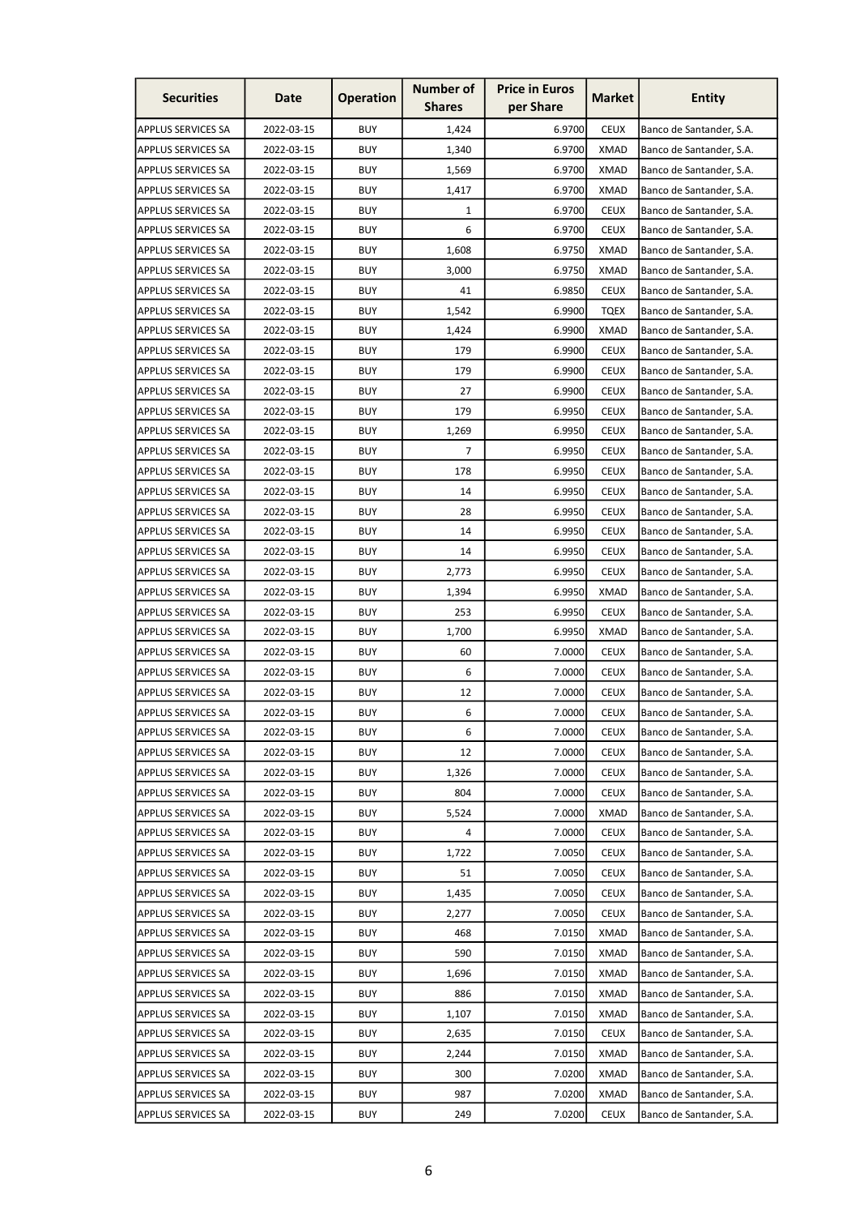| Securities | Date | Operation | Number of Shares | Price in Euros per Share | Market | Entity |
|---|---|---|---|---|---|---|
| APPLUS SERVICES SA | 2022-03-15 | BUY | 1,424 | 6.9700 | CEUX | Banco de Santander, S.A. |
| APPLUS SERVICES SA | 2022-03-15 | BUY | 1,340 | 6.9700 | XMAD | Banco de Santander, S.A. |
| APPLUS SERVICES SA | 2022-03-15 | BUY | 1,569 | 6.9700 | XMAD | Banco de Santander, S.A. |
| APPLUS SERVICES SA | 2022-03-15 | BUY | 1,417 | 6.9700 | XMAD | Banco de Santander, S.A. |
| APPLUS SERVICES SA | 2022-03-15 | BUY | 1 | 6.9700 | CEUX | Banco de Santander, S.A. |
| APPLUS SERVICES SA | 2022-03-15 | BUY | 6 | 6.9700 | CEUX | Banco de Santander, S.A. |
| APPLUS SERVICES SA | 2022-03-15 | BUY | 1,608 | 6.9750 | XMAD | Banco de Santander, S.A. |
| APPLUS SERVICES SA | 2022-03-15 | BUY | 3,000 | 6.9750 | XMAD | Banco de Santander, S.A. |
| APPLUS SERVICES SA | 2022-03-15 | BUY | 41 | 6.9850 | CEUX | Banco de Santander, S.A. |
| APPLUS SERVICES SA | 2022-03-15 | BUY | 1,542 | 6.9900 | TQEX | Banco de Santander, S.A. |
| APPLUS SERVICES SA | 2022-03-15 | BUY | 1,424 | 6.9900 | XMAD | Banco de Santander, S.A. |
| APPLUS SERVICES SA | 2022-03-15 | BUY | 179 | 6.9900 | CEUX | Banco de Santander, S.A. |
| APPLUS SERVICES SA | 2022-03-15 | BUY | 179 | 6.9900 | CEUX | Banco de Santander, S.A. |
| APPLUS SERVICES SA | 2022-03-15 | BUY | 27 | 6.9900 | CEUX | Banco de Santander, S.A. |
| APPLUS SERVICES SA | 2022-03-15 | BUY | 179 | 6.9950 | CEUX | Banco de Santander, S.A. |
| APPLUS SERVICES SA | 2022-03-15 | BUY | 1,269 | 6.9950 | CEUX | Banco de Santander, S.A. |
| APPLUS SERVICES SA | 2022-03-15 | BUY | 7 | 6.9950 | CEUX | Banco de Santander, S.A. |
| APPLUS SERVICES SA | 2022-03-15 | BUY | 178 | 6.9950 | CEUX | Banco de Santander, S.A. |
| APPLUS SERVICES SA | 2022-03-15 | BUY | 14 | 6.9950 | CEUX | Banco de Santander, S.A. |
| APPLUS SERVICES SA | 2022-03-15 | BUY | 28 | 6.9950 | CEUX | Banco de Santander, S.A. |
| APPLUS SERVICES SA | 2022-03-15 | BUY | 14 | 6.9950 | CEUX | Banco de Santander, S.A. |
| APPLUS SERVICES SA | 2022-03-15 | BUY | 14 | 6.9950 | CEUX | Banco de Santander, S.A. |
| APPLUS SERVICES SA | 2022-03-15 | BUY | 2,773 | 6.9950 | CEUX | Banco de Santander, S.A. |
| APPLUS SERVICES SA | 2022-03-15 | BUY | 1,394 | 6.9950 | XMAD | Banco de Santander, S.A. |
| APPLUS SERVICES SA | 2022-03-15 | BUY | 253 | 6.9950 | CEUX | Banco de Santander, S.A. |
| APPLUS SERVICES SA | 2022-03-15 | BUY | 1,700 | 6.9950 | XMAD | Banco de Santander, S.A. |
| APPLUS SERVICES SA | 2022-03-15 | BUY | 60 | 7.0000 | CEUX | Banco de Santander, S.A. |
| APPLUS SERVICES SA | 2022-03-15 | BUY | 6 | 7.0000 | CEUX | Banco de Santander, S.A. |
| APPLUS SERVICES SA | 2022-03-15 | BUY | 12 | 7.0000 | CEUX | Banco de Santander, S.A. |
| APPLUS SERVICES SA | 2022-03-15 | BUY | 6 | 7.0000 | CEUX | Banco de Santander, S.A. |
| APPLUS SERVICES SA | 2022-03-15 | BUY | 6 | 7.0000 | CEUX | Banco de Santander, S.A. |
| APPLUS SERVICES SA | 2022-03-15 | BUY | 12 | 7.0000 | CEUX | Banco de Santander, S.A. |
| APPLUS SERVICES SA | 2022-03-15 | BUY | 1,326 | 7.0000 | CEUX | Banco de Santander, S.A. |
| APPLUS SERVICES SA | 2022-03-15 | BUY | 804 | 7.0000 | CEUX | Banco de Santander, S.A. |
| APPLUS SERVICES SA | 2022-03-15 | BUY | 5,524 | 7.0000 | XMAD | Banco de Santander, S.A. |
| APPLUS SERVICES SA | 2022-03-15 | BUY | 4 | 7.0000 | CEUX | Banco de Santander, S.A. |
| APPLUS SERVICES SA | 2022-03-15 | BUY | 1,722 | 7.0050 | CEUX | Banco de Santander, S.A. |
| APPLUS SERVICES SA | 2022-03-15 | BUY | 51 | 7.0050 | CEUX | Banco de Santander, S.A. |
| APPLUS SERVICES SA | 2022-03-15 | BUY | 1,435 | 7.0050 | CEUX | Banco de Santander, S.A. |
| APPLUS SERVICES SA | 2022-03-15 | BUY | 2,277 | 7.0050 | CEUX | Banco de Santander, S.A. |
| APPLUS SERVICES SA | 2022-03-15 | BUY | 468 | 7.0150 | XMAD | Banco de Santander, S.A. |
| APPLUS SERVICES SA | 2022-03-15 | BUY | 590 | 7.0150 | XMAD | Banco de Santander, S.A. |
| APPLUS SERVICES SA | 2022-03-15 | BUY | 1,696 | 7.0150 | XMAD | Banco de Santander, S.A. |
| APPLUS SERVICES SA | 2022-03-15 | BUY | 886 | 7.0150 | XMAD | Banco de Santander, S.A. |
| APPLUS SERVICES SA | 2022-03-15 | BUY | 1,107 | 7.0150 | XMAD | Banco de Santander, S.A. |
| APPLUS SERVICES SA | 2022-03-15 | BUY | 2,635 | 7.0150 | CEUX | Banco de Santander, S.A. |
| APPLUS SERVICES SA | 2022-03-15 | BUY | 2,244 | 7.0150 | XMAD | Banco de Santander, S.A. |
| APPLUS SERVICES SA | 2022-03-15 | BUY | 300 | 7.0200 | XMAD | Banco de Santander, S.A. |
| APPLUS SERVICES SA | 2022-03-15 | BUY | 987 | 7.0200 | XMAD | Banco de Santander, S.A. |
| APPLUS SERVICES SA | 2022-03-15 | BUY | 249 | 7.0200 | CEUX | Banco de Santander, S.A. |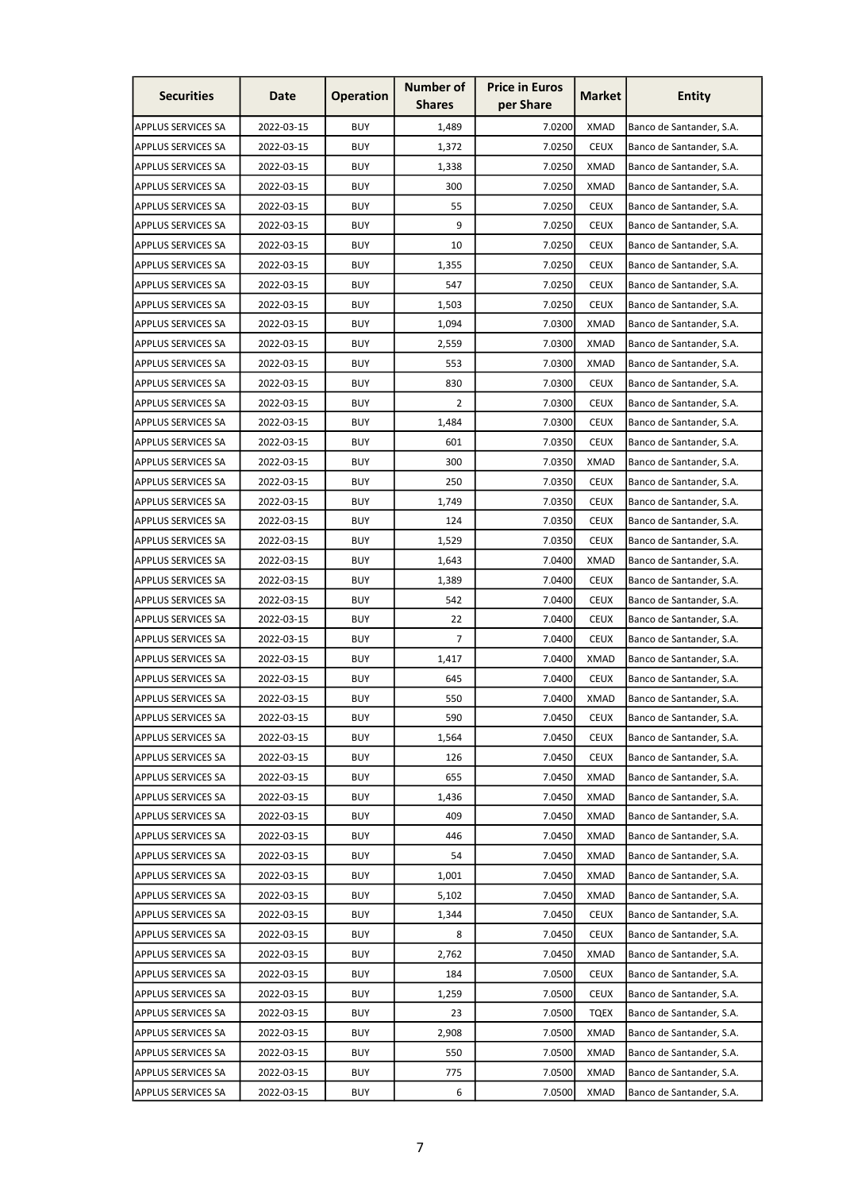| Securities | Date | Operation | Number of Shares | Price in Euros per Share | Market | Entity |
|---|---|---|---|---|---|---|
| APPLUS SERVICES SA | 2022-03-15 | BUY | 1,489 | 7.0200 | XMAD | Banco de Santander, S.A. |
| APPLUS SERVICES SA | 2022-03-15 | BUY | 1,372 | 7.0250 | CEUX | Banco de Santander, S.A. |
| APPLUS SERVICES SA | 2022-03-15 | BUY | 1,338 | 7.0250 | XMAD | Banco de Santander, S.A. |
| APPLUS SERVICES SA | 2022-03-15 | BUY | 300 | 7.0250 | XMAD | Banco de Santander, S.A. |
| APPLUS SERVICES SA | 2022-03-15 | BUY | 55 | 7.0250 | CEUX | Banco de Santander, S.A. |
| APPLUS SERVICES SA | 2022-03-15 | BUY | 9 | 7.0250 | CEUX | Banco de Santander, S.A. |
| APPLUS SERVICES SA | 2022-03-15 | BUY | 10 | 7.0250 | CEUX | Banco de Santander, S.A. |
| APPLUS SERVICES SA | 2022-03-15 | BUY | 1,355 | 7.0250 | CEUX | Banco de Santander, S.A. |
| APPLUS SERVICES SA | 2022-03-15 | BUY | 547 | 7.0250 | CEUX | Banco de Santander, S.A. |
| APPLUS SERVICES SA | 2022-03-15 | BUY | 1,503 | 7.0250 | CEUX | Banco de Santander, S.A. |
| APPLUS SERVICES SA | 2022-03-15 | BUY | 1,094 | 7.0300 | XMAD | Banco de Santander, S.A. |
| APPLUS SERVICES SA | 2022-03-15 | BUY | 2,559 | 7.0300 | XMAD | Banco de Santander, S.A. |
| APPLUS SERVICES SA | 2022-03-15 | BUY | 553 | 7.0300 | XMAD | Banco de Santander, S.A. |
| APPLUS SERVICES SA | 2022-03-15 | BUY | 830 | 7.0300 | CEUX | Banco de Santander, S.A. |
| APPLUS SERVICES SA | 2022-03-15 | BUY | 2 | 7.0300 | CEUX | Banco de Santander, S.A. |
| APPLUS SERVICES SA | 2022-03-15 | BUY | 1,484 | 7.0300 | CEUX | Banco de Santander, S.A. |
| APPLUS SERVICES SA | 2022-03-15 | BUY | 601 | 7.0350 | CEUX | Banco de Santander, S.A. |
| APPLUS SERVICES SA | 2022-03-15 | BUY | 300 | 7.0350 | XMAD | Banco de Santander, S.A. |
| APPLUS SERVICES SA | 2022-03-15 | BUY | 250 | 7.0350 | CEUX | Banco de Santander, S.A. |
| APPLUS SERVICES SA | 2022-03-15 | BUY | 1,749 | 7.0350 | CEUX | Banco de Santander, S.A. |
| APPLUS SERVICES SA | 2022-03-15 | BUY | 124 | 7.0350 | CEUX | Banco de Santander, S.A. |
| APPLUS SERVICES SA | 2022-03-15 | BUY | 1,529 | 7.0350 | CEUX | Banco de Santander, S.A. |
| APPLUS SERVICES SA | 2022-03-15 | BUY | 1,643 | 7.0400 | XMAD | Banco de Santander, S.A. |
| APPLUS SERVICES SA | 2022-03-15 | BUY | 1,389 | 7.0400 | CEUX | Banco de Santander, S.A. |
| APPLUS SERVICES SA | 2022-03-15 | BUY | 542 | 7.0400 | CEUX | Banco de Santander, S.A. |
| APPLUS SERVICES SA | 2022-03-15 | BUY | 22 | 7.0400 | CEUX | Banco de Santander, S.A. |
| APPLUS SERVICES SA | 2022-03-15 | BUY | 7 | 7.0400 | CEUX | Banco de Santander, S.A. |
| APPLUS SERVICES SA | 2022-03-15 | BUY | 1,417 | 7.0400 | XMAD | Banco de Santander, S.A. |
| APPLUS SERVICES SA | 2022-03-15 | BUY | 645 | 7.0400 | CEUX | Banco de Santander, S.A. |
| APPLUS SERVICES SA | 2022-03-15 | BUY | 550 | 7.0400 | XMAD | Banco de Santander, S.A. |
| APPLUS SERVICES SA | 2022-03-15 | BUY | 590 | 7.0450 | CEUX | Banco de Santander, S.A. |
| APPLUS SERVICES SA | 2022-03-15 | BUY | 1,564 | 7.0450 | CEUX | Banco de Santander, S.A. |
| APPLUS SERVICES SA | 2022-03-15 | BUY | 126 | 7.0450 | CEUX | Banco de Santander, S.A. |
| APPLUS SERVICES SA | 2022-03-15 | BUY | 655 | 7.0450 | XMAD | Banco de Santander, S.A. |
| APPLUS SERVICES SA | 2022-03-15 | BUY | 1,436 | 7.0450 | XMAD | Banco de Santander, S.A. |
| APPLUS SERVICES SA | 2022-03-15 | BUY | 409 | 7.0450 | XMAD | Banco de Santander, S.A. |
| APPLUS SERVICES SA | 2022-03-15 | BUY | 446 | 7.0450 | XMAD | Banco de Santander, S.A. |
| APPLUS SERVICES SA | 2022-03-15 | BUY | 54 | 7.0450 | XMAD | Banco de Santander, S.A. |
| APPLUS SERVICES SA | 2022-03-15 | BUY | 1,001 | 7.0450 | XMAD | Banco de Santander, S.A. |
| APPLUS SERVICES SA | 2022-03-15 | BUY | 5,102 | 7.0450 | XMAD | Banco de Santander, S.A. |
| APPLUS SERVICES SA | 2022-03-15 | BUY | 1,344 | 7.0450 | CEUX | Banco de Santander, S.A. |
| APPLUS SERVICES SA | 2022-03-15 | BUY | 8 | 7.0450 | CEUX | Banco de Santander, S.A. |
| APPLUS SERVICES SA | 2022-03-15 | BUY | 2,762 | 7.0450 | XMAD | Banco de Santander, S.A. |
| APPLUS SERVICES SA | 2022-03-15 | BUY | 184 | 7.0500 | CEUX | Banco de Santander, S.A. |
| APPLUS SERVICES SA | 2022-03-15 | BUY | 1,259 | 7.0500 | CEUX | Banco de Santander, S.A. |
| APPLUS SERVICES SA | 2022-03-15 | BUY | 23 | 7.0500 | TQEX | Banco de Santander, S.A. |
| APPLUS SERVICES SA | 2022-03-15 | BUY | 2,908 | 7.0500 | XMAD | Banco de Santander, S.A. |
| APPLUS SERVICES SA | 2022-03-15 | BUY | 550 | 7.0500 | XMAD | Banco de Santander, S.A. |
| APPLUS SERVICES SA | 2022-03-15 | BUY | 775 | 7.0500 | XMAD | Banco de Santander, S.A. |
| APPLUS SERVICES SA | 2022-03-15 | BUY | 6 | 7.0500 | XMAD | Banco de Santander, S.A. |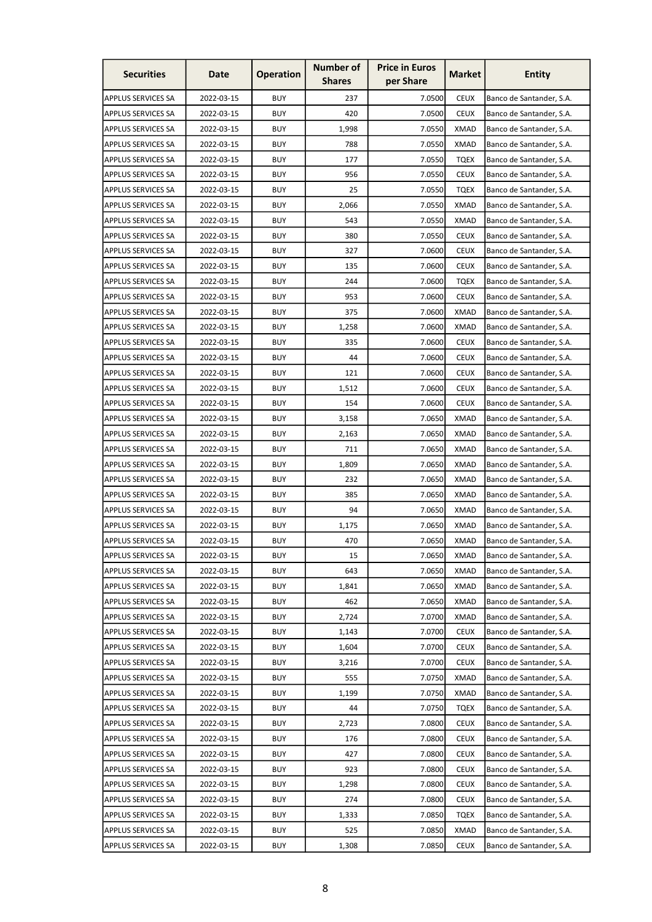| Securities | Date | Operation | Number of Shares | Price in Euros per Share | Market | Entity |
|---|---|---|---|---|---|---|
| APPLUS SERVICES SA | 2022-03-15 | BUY | 237 | 7.0500 | CEUX | Banco de Santander, S.A. |
| APPLUS SERVICES SA | 2022-03-15 | BUY | 420 | 7.0500 | CEUX | Banco de Santander, S.A. |
| APPLUS SERVICES SA | 2022-03-15 | BUY | 1,998 | 7.0550 | XMAD | Banco de Santander, S.A. |
| APPLUS SERVICES SA | 2022-03-15 | BUY | 788 | 7.0550 | XMAD | Banco de Santander, S.A. |
| APPLUS SERVICES SA | 2022-03-15 | BUY | 177 | 7.0550 | TQEX | Banco de Santander, S.A. |
| APPLUS SERVICES SA | 2022-03-15 | BUY | 956 | 7.0550 | CEUX | Banco de Santander, S.A. |
| APPLUS SERVICES SA | 2022-03-15 | BUY | 25 | 7.0550 | TQEX | Banco de Santander, S.A. |
| APPLUS SERVICES SA | 2022-03-15 | BUY | 2,066 | 7.0550 | XMAD | Banco de Santander, S.A. |
| APPLUS SERVICES SA | 2022-03-15 | BUY | 543 | 7.0550 | XMAD | Banco de Santander, S.A. |
| APPLUS SERVICES SA | 2022-03-15 | BUY | 380 | 7.0550 | CEUX | Banco de Santander, S.A. |
| APPLUS SERVICES SA | 2022-03-15 | BUY | 327 | 7.0600 | CEUX | Banco de Santander, S.A. |
| APPLUS SERVICES SA | 2022-03-15 | BUY | 135 | 7.0600 | CEUX | Banco de Santander, S.A. |
| APPLUS SERVICES SA | 2022-03-15 | BUY | 244 | 7.0600 | TQEX | Banco de Santander, S.A. |
| APPLUS SERVICES SA | 2022-03-15 | BUY | 953 | 7.0600 | CEUX | Banco de Santander, S.A. |
| APPLUS SERVICES SA | 2022-03-15 | BUY | 375 | 7.0600 | XMAD | Banco de Santander, S.A. |
| APPLUS SERVICES SA | 2022-03-15 | BUY | 1,258 | 7.0600 | XMAD | Banco de Santander, S.A. |
| APPLUS SERVICES SA | 2022-03-15 | BUY | 335 | 7.0600 | CEUX | Banco de Santander, S.A. |
| APPLUS SERVICES SA | 2022-03-15 | BUY | 44 | 7.0600 | CEUX | Banco de Santander, S.A. |
| APPLUS SERVICES SA | 2022-03-15 | BUY | 121 | 7.0600 | CEUX | Banco de Santander, S.A. |
| APPLUS SERVICES SA | 2022-03-15 | BUY | 1,512 | 7.0600 | CEUX | Banco de Santander, S.A. |
| APPLUS SERVICES SA | 2022-03-15 | BUY | 154 | 7.0600 | CEUX | Banco de Santander, S.A. |
| APPLUS SERVICES SA | 2022-03-15 | BUY | 3,158 | 7.0650 | XMAD | Banco de Santander, S.A. |
| APPLUS SERVICES SA | 2022-03-15 | BUY | 2,163 | 7.0650 | XMAD | Banco de Santander, S.A. |
| APPLUS SERVICES SA | 2022-03-15 | BUY | 711 | 7.0650 | XMAD | Banco de Santander, S.A. |
| APPLUS SERVICES SA | 2022-03-15 | BUY | 1,809 | 7.0650 | XMAD | Banco de Santander, S.A. |
| APPLUS SERVICES SA | 2022-03-15 | BUY | 232 | 7.0650 | XMAD | Banco de Santander, S.A. |
| APPLUS SERVICES SA | 2022-03-15 | BUY | 385 | 7.0650 | XMAD | Banco de Santander, S.A. |
| APPLUS SERVICES SA | 2022-03-15 | BUY | 94 | 7.0650 | XMAD | Banco de Santander, S.A. |
| APPLUS SERVICES SA | 2022-03-15 | BUY | 1,175 | 7.0650 | XMAD | Banco de Santander, S.A. |
| APPLUS SERVICES SA | 2022-03-15 | BUY | 470 | 7.0650 | XMAD | Banco de Santander, S.A. |
| APPLUS SERVICES SA | 2022-03-15 | BUY | 15 | 7.0650 | XMAD | Banco de Santander, S.A. |
| APPLUS SERVICES SA | 2022-03-15 | BUY | 643 | 7.0650 | XMAD | Banco de Santander, S.A. |
| APPLUS SERVICES SA | 2022-03-15 | BUY | 1,841 | 7.0650 | XMAD | Banco de Santander, S.A. |
| APPLUS SERVICES SA | 2022-03-15 | BUY | 462 | 7.0650 | XMAD | Banco de Santander, S.A. |
| APPLUS SERVICES SA | 2022-03-15 | BUY | 2,724 | 7.0700 | XMAD | Banco de Santander, S.A. |
| APPLUS SERVICES SA | 2022-03-15 | BUY | 1,143 | 7.0700 | CEUX | Banco de Santander, S.A. |
| APPLUS SERVICES SA | 2022-03-15 | BUY | 1,604 | 7.0700 | CEUX | Banco de Santander, S.A. |
| APPLUS SERVICES SA | 2022-03-15 | BUY | 3,216 | 7.0700 | CEUX | Banco de Santander, S.A. |
| APPLUS SERVICES SA | 2022-03-15 | BUY | 555 | 7.0750 | XMAD | Banco de Santander, S.A. |
| APPLUS SERVICES SA | 2022-03-15 | BUY | 1,199 | 7.0750 | XMAD | Banco de Santander, S.A. |
| APPLUS SERVICES SA | 2022-03-15 | BUY | 44 | 7.0750 | TQEX | Banco de Santander, S.A. |
| APPLUS SERVICES SA | 2022-03-15 | BUY | 2,723 | 7.0800 | CEUX | Banco de Santander, S.A. |
| APPLUS SERVICES SA | 2022-03-15 | BUY | 176 | 7.0800 | CEUX | Banco de Santander, S.A. |
| APPLUS SERVICES SA | 2022-03-15 | BUY | 427 | 7.0800 | CEUX | Banco de Santander, S.A. |
| APPLUS SERVICES SA | 2022-03-15 | BUY | 923 | 7.0800 | CEUX | Banco de Santander, S.A. |
| APPLUS SERVICES SA | 2022-03-15 | BUY | 1,298 | 7.0800 | CEUX | Banco de Santander, S.A. |
| APPLUS SERVICES SA | 2022-03-15 | BUY | 274 | 7.0800 | CEUX | Banco de Santander, S.A. |
| APPLUS SERVICES SA | 2022-03-15 | BUY | 1,333 | 7.0850 | TQEX | Banco de Santander, S.A. |
| APPLUS SERVICES SA | 2022-03-15 | BUY | 525 | 7.0850 | XMAD | Banco de Santander, S.A. |
| APPLUS SERVICES SA | 2022-03-15 | BUY | 1,308 | 7.0850 | CEUX | Banco de Santander, S.A. |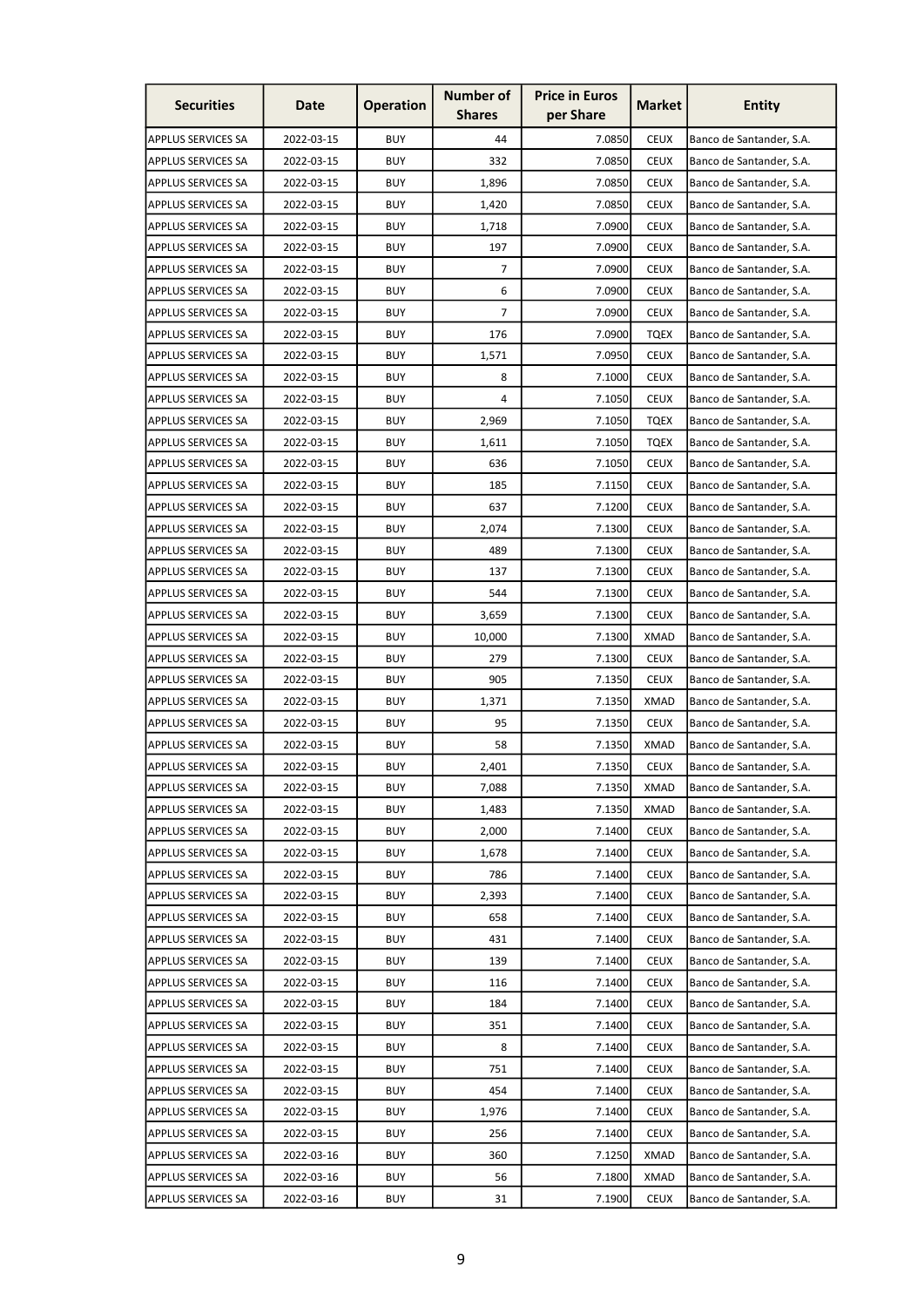| Securities | Date | Operation | Number of Shares | Price in Euros per Share | Market | Entity |
|---|---|---|---|---|---|---|
| APPLUS SERVICES SA | 2022-03-15 | BUY | 44 | 7.0850 | CEUX | Banco de Santander, S.A. |
| APPLUS SERVICES SA | 2022-03-15 | BUY | 332 | 7.0850 | CEUX | Banco de Santander, S.A. |
| APPLUS SERVICES SA | 2022-03-15 | BUY | 1,896 | 7.0850 | CEUX | Banco de Santander, S.A. |
| APPLUS SERVICES SA | 2022-03-15 | BUY | 1,420 | 7.0850 | CEUX | Banco de Santander, S.A. |
| APPLUS SERVICES SA | 2022-03-15 | BUY | 1,718 | 7.0900 | CEUX | Banco de Santander, S.A. |
| APPLUS SERVICES SA | 2022-03-15 | BUY | 197 | 7.0900 | CEUX | Banco de Santander, S.A. |
| APPLUS SERVICES SA | 2022-03-15 | BUY | 7 | 7.0900 | CEUX | Banco de Santander, S.A. |
| APPLUS SERVICES SA | 2022-03-15 | BUY | 6 | 7.0900 | CEUX | Banco de Santander, S.A. |
| APPLUS SERVICES SA | 2022-03-15 | BUY | 7 | 7.0900 | CEUX | Banco de Santander, S.A. |
| APPLUS SERVICES SA | 2022-03-15 | BUY | 176 | 7.0900 | TQEX | Banco de Santander, S.A. |
| APPLUS SERVICES SA | 2022-03-15 | BUY | 1,571 | 7.0950 | CEUX | Banco de Santander, S.A. |
| APPLUS SERVICES SA | 2022-03-15 | BUY | 8 | 7.1000 | CEUX | Banco de Santander, S.A. |
| APPLUS SERVICES SA | 2022-03-15 | BUY | 4 | 7.1050 | CEUX | Banco de Santander, S.A. |
| APPLUS SERVICES SA | 2022-03-15 | BUY | 2,969 | 7.1050 | TQEX | Banco de Santander, S.A. |
| APPLUS SERVICES SA | 2022-03-15 | BUY | 1,611 | 7.1050 | TQEX | Banco de Santander, S.A. |
| APPLUS SERVICES SA | 2022-03-15 | BUY | 636 | 7.1050 | CEUX | Banco de Santander, S.A. |
| APPLUS SERVICES SA | 2022-03-15 | BUY | 185 | 7.1150 | CEUX | Banco de Santander, S.A. |
| APPLUS SERVICES SA | 2022-03-15 | BUY | 637 | 7.1200 | CEUX | Banco de Santander, S.A. |
| APPLUS SERVICES SA | 2022-03-15 | BUY | 2,074 | 7.1300 | CEUX | Banco de Santander, S.A. |
| APPLUS SERVICES SA | 2022-03-15 | BUY | 489 | 7.1300 | CEUX | Banco de Santander, S.A. |
| APPLUS SERVICES SA | 2022-03-15 | BUY | 137 | 7.1300 | CEUX | Banco de Santander, S.A. |
| APPLUS SERVICES SA | 2022-03-15 | BUY | 544 | 7.1300 | CEUX | Banco de Santander, S.A. |
| APPLUS SERVICES SA | 2022-03-15 | BUY | 3,659 | 7.1300 | CEUX | Banco de Santander, S.A. |
| APPLUS SERVICES SA | 2022-03-15 | BUY | 10,000 | 7.1300 | XMAD | Banco de Santander, S.A. |
| APPLUS SERVICES SA | 2022-03-15 | BUY | 279 | 7.1300 | CEUX | Banco de Santander, S.A. |
| APPLUS SERVICES SA | 2022-03-15 | BUY | 905 | 7.1350 | CEUX | Banco de Santander, S.A. |
| APPLUS SERVICES SA | 2022-03-15 | BUY | 1,371 | 7.1350 | XMAD | Banco de Santander, S.A. |
| APPLUS SERVICES SA | 2022-03-15 | BUY | 95 | 7.1350 | CEUX | Banco de Santander, S.A. |
| APPLUS SERVICES SA | 2022-03-15 | BUY | 58 | 7.1350 | XMAD | Banco de Santander, S.A. |
| APPLUS SERVICES SA | 2022-03-15 | BUY | 2,401 | 7.1350 | CEUX | Banco de Santander, S.A. |
| APPLUS SERVICES SA | 2022-03-15 | BUY | 7,088 | 7.1350 | XMAD | Banco de Santander, S.A. |
| APPLUS SERVICES SA | 2022-03-15 | BUY | 1,483 | 7.1350 | XMAD | Banco de Santander, S.A. |
| APPLUS SERVICES SA | 2022-03-15 | BUY | 2,000 | 7.1400 | CEUX | Banco de Santander, S.A. |
| APPLUS SERVICES SA | 2022-03-15 | BUY | 1,678 | 7.1400 | CEUX | Banco de Santander, S.A. |
| APPLUS SERVICES SA | 2022-03-15 | BUY | 786 | 7.1400 | CEUX | Banco de Santander, S.A. |
| APPLUS SERVICES SA | 2022-03-15 | BUY | 2,393 | 7.1400 | CEUX | Banco de Santander, S.A. |
| APPLUS SERVICES SA | 2022-03-15 | BUY | 658 | 7.1400 | CEUX | Banco de Santander, S.A. |
| APPLUS SERVICES SA | 2022-03-15 | BUY | 431 | 7.1400 | CEUX | Banco de Santander, S.A. |
| APPLUS SERVICES SA | 2022-03-15 | BUY | 139 | 7.1400 | CEUX | Banco de Santander, S.A. |
| APPLUS SERVICES SA | 2022-03-15 | BUY | 116 | 7.1400 | CEUX | Banco de Santander, S.A. |
| APPLUS SERVICES SA | 2022-03-15 | BUY | 184 | 7.1400 | CEUX | Banco de Santander, S.A. |
| APPLUS SERVICES SA | 2022-03-15 | BUY | 351 | 7.1400 | CEUX | Banco de Santander, S.A. |
| APPLUS SERVICES SA | 2022-03-15 | BUY | 8 | 7.1400 | CEUX | Banco de Santander, S.A. |
| APPLUS SERVICES SA | 2022-03-15 | BUY | 751 | 7.1400 | CEUX | Banco de Santander, S.A. |
| APPLUS SERVICES SA | 2022-03-15 | BUY | 454 | 7.1400 | CEUX | Banco de Santander, S.A. |
| APPLUS SERVICES SA | 2022-03-15 | BUY | 1,976 | 7.1400 | CEUX | Banco de Santander, S.A. |
| APPLUS SERVICES SA | 2022-03-15 | BUY | 256 | 7.1400 | CEUX | Banco de Santander, S.A. |
| APPLUS SERVICES SA | 2022-03-16 | BUY | 360 | 7.1250 | XMAD | Banco de Santander, S.A. |
| APPLUS SERVICES SA | 2022-03-16 | BUY | 56 | 7.1800 | XMAD | Banco de Santander, S.A. |
| APPLUS SERVICES SA | 2022-03-16 | BUY | 31 | 7.1900 | CEUX | Banco de Santander, S.A. |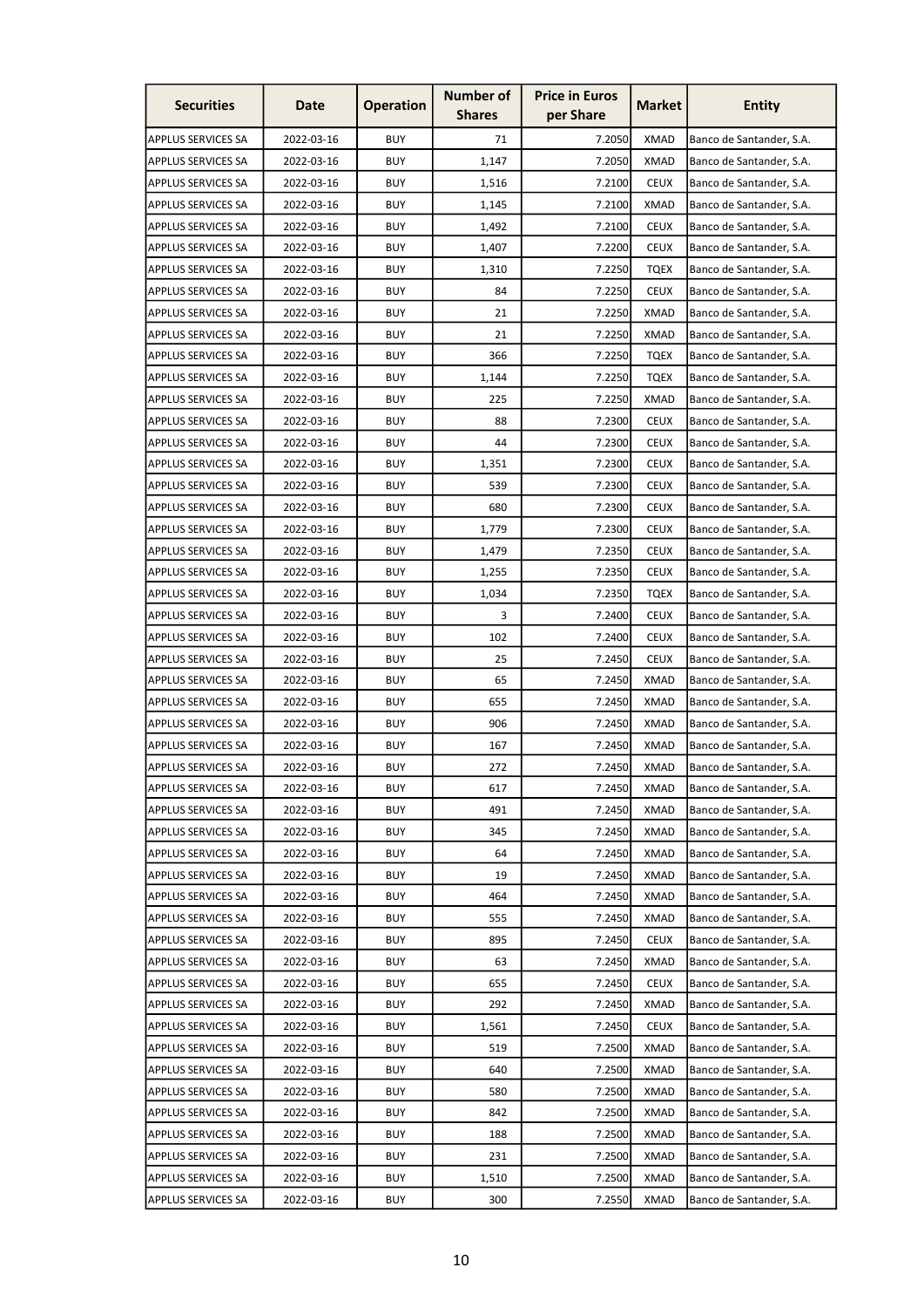| Securities | Date | Operation | Number of Shares | Price in Euros per Share | Market | Entity |
|---|---|---|---|---|---|---|
| APPLUS SERVICES SA | 2022-03-16 | BUY | 71 | 7.2050 | XMAD | Banco de Santander, S.A. |
| APPLUS SERVICES SA | 2022-03-16 | BUY | 1,147 | 7.2050 | XMAD | Banco de Santander, S.A. |
| APPLUS SERVICES SA | 2022-03-16 | BUY | 1,516 | 7.2100 | CEUX | Banco de Santander, S.A. |
| APPLUS SERVICES SA | 2022-03-16 | BUY | 1,145 | 7.2100 | XMAD | Banco de Santander, S.A. |
| APPLUS SERVICES SA | 2022-03-16 | BUY | 1,492 | 7.2100 | CEUX | Banco de Santander, S.A. |
| APPLUS SERVICES SA | 2022-03-16 | BUY | 1,407 | 7.2200 | CEUX | Banco de Santander, S.A. |
| APPLUS SERVICES SA | 2022-03-16 | BUY | 1,310 | 7.2250 | TQEX | Banco de Santander, S.A. |
| APPLUS SERVICES SA | 2022-03-16 | BUY | 84 | 7.2250 | CEUX | Banco de Santander, S.A. |
| APPLUS SERVICES SA | 2022-03-16 | BUY | 21 | 7.2250 | XMAD | Banco de Santander, S.A. |
| APPLUS SERVICES SA | 2022-03-16 | BUY | 21 | 7.2250 | XMAD | Banco de Santander, S.A. |
| APPLUS SERVICES SA | 2022-03-16 | BUY | 366 | 7.2250 | TQEX | Banco de Santander, S.A. |
| APPLUS SERVICES SA | 2022-03-16 | BUY | 1,144 | 7.2250 | TQEX | Banco de Santander, S.A. |
| APPLUS SERVICES SA | 2022-03-16 | BUY | 225 | 7.2250 | XMAD | Banco de Santander, S.A. |
| APPLUS SERVICES SA | 2022-03-16 | BUY | 88 | 7.2300 | CEUX | Banco de Santander, S.A. |
| APPLUS SERVICES SA | 2022-03-16 | BUY | 44 | 7.2300 | CEUX | Banco de Santander, S.A. |
| APPLUS SERVICES SA | 2022-03-16 | BUY | 1,351 | 7.2300 | CEUX | Banco de Santander, S.A. |
| APPLUS SERVICES SA | 2022-03-16 | BUY | 539 | 7.2300 | CEUX | Banco de Santander, S.A. |
| APPLUS SERVICES SA | 2022-03-16 | BUY | 680 | 7.2300 | CEUX | Banco de Santander, S.A. |
| APPLUS SERVICES SA | 2022-03-16 | BUY | 1,779 | 7.2300 | CEUX | Banco de Santander, S.A. |
| APPLUS SERVICES SA | 2022-03-16 | BUY | 1,479 | 7.2350 | CEUX | Banco de Santander, S.A. |
| APPLUS SERVICES SA | 2022-03-16 | BUY | 1,255 | 7.2350 | CEUX | Banco de Santander, S.A. |
| APPLUS SERVICES SA | 2022-03-16 | BUY | 1,034 | 7.2350 | TQEX | Banco de Santander, S.A. |
| APPLUS SERVICES SA | 2022-03-16 | BUY | 3 | 7.2400 | CEUX | Banco de Santander, S.A. |
| APPLUS SERVICES SA | 2022-03-16 | BUY | 102 | 7.2400 | CEUX | Banco de Santander, S.A. |
| APPLUS SERVICES SA | 2022-03-16 | BUY | 25 | 7.2450 | CEUX | Banco de Santander, S.A. |
| APPLUS SERVICES SA | 2022-03-16 | BUY | 65 | 7.2450 | XMAD | Banco de Santander, S.A. |
| APPLUS SERVICES SA | 2022-03-16 | BUY | 655 | 7.2450 | XMAD | Banco de Santander, S.A. |
| APPLUS SERVICES SA | 2022-03-16 | BUY | 906 | 7.2450 | XMAD | Banco de Santander, S.A. |
| APPLUS SERVICES SA | 2022-03-16 | BUY | 167 | 7.2450 | XMAD | Banco de Santander, S.A. |
| APPLUS SERVICES SA | 2022-03-16 | BUY | 272 | 7.2450 | XMAD | Banco de Santander, S.A. |
| APPLUS SERVICES SA | 2022-03-16 | BUY | 617 | 7.2450 | XMAD | Banco de Santander, S.A. |
| APPLUS SERVICES SA | 2022-03-16 | BUY | 491 | 7.2450 | XMAD | Banco de Santander, S.A. |
| APPLUS SERVICES SA | 2022-03-16 | BUY | 345 | 7.2450 | XMAD | Banco de Santander, S.A. |
| APPLUS SERVICES SA | 2022-03-16 | BUY | 64 | 7.2450 | XMAD | Banco de Santander, S.A. |
| APPLUS SERVICES SA | 2022-03-16 | BUY | 19 | 7.2450 | XMAD | Banco de Santander, S.A. |
| APPLUS SERVICES SA | 2022-03-16 | BUY | 464 | 7.2450 | XMAD | Banco de Santander, S.A. |
| APPLUS SERVICES SA | 2022-03-16 | BUY | 555 | 7.2450 | XMAD | Banco de Santander, S.A. |
| APPLUS SERVICES SA | 2022-03-16 | BUY | 895 | 7.2450 | CEUX | Banco de Santander, S.A. |
| APPLUS SERVICES SA | 2022-03-16 | BUY | 63 | 7.2450 | XMAD | Banco de Santander, S.A. |
| APPLUS SERVICES SA | 2022-03-16 | BUY | 655 | 7.2450 | CEUX | Banco de Santander, S.A. |
| APPLUS SERVICES SA | 2022-03-16 | BUY | 292 | 7.2450 | XMAD | Banco de Santander, S.A. |
| APPLUS SERVICES SA | 2022-03-16 | BUY | 1,561 | 7.2450 | CEUX | Banco de Santander, S.A. |
| APPLUS SERVICES SA | 2022-03-16 | BUY | 519 | 7.2500 | XMAD | Banco de Santander, S.A. |
| APPLUS SERVICES SA | 2022-03-16 | BUY | 640 | 7.2500 | XMAD | Banco de Santander, S.A. |
| APPLUS SERVICES SA | 2022-03-16 | BUY | 580 | 7.2500 | XMAD | Banco de Santander, S.A. |
| APPLUS SERVICES SA | 2022-03-16 | BUY | 842 | 7.2500 | XMAD | Banco de Santander, S.A. |
| APPLUS SERVICES SA | 2022-03-16 | BUY | 188 | 7.2500 | XMAD | Banco de Santander, S.A. |
| APPLUS SERVICES SA | 2022-03-16 | BUY | 231 | 7.2500 | XMAD | Banco de Santander, S.A. |
| APPLUS SERVICES SA | 2022-03-16 | BUY | 1,510 | 7.2500 | XMAD | Banco de Santander, S.A. |
| APPLUS SERVICES SA | 2022-03-16 | BUY | 300 | 7.2550 | XMAD | Banco de Santander, S.A. |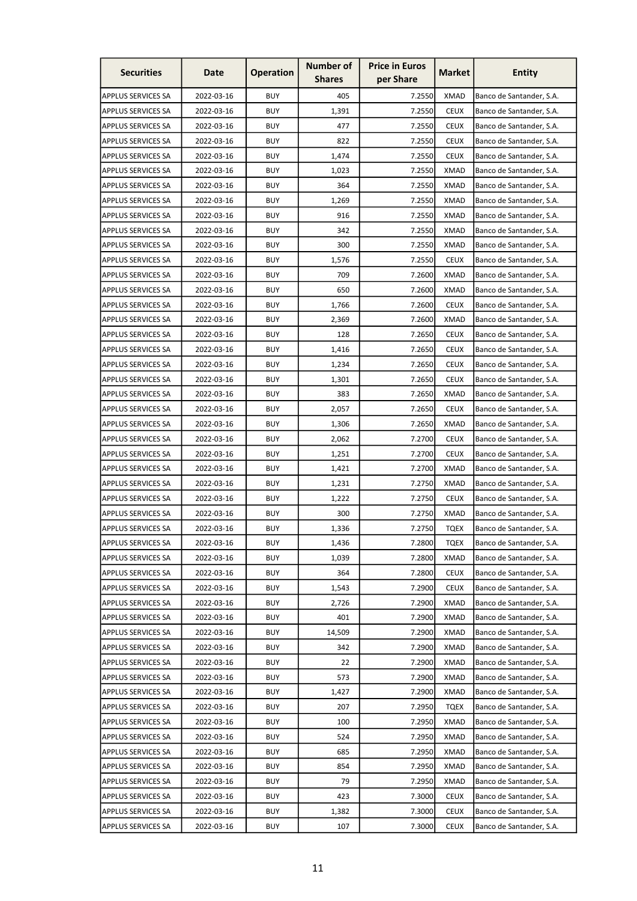| Securities | Date | Operation | Number of Shares | Price in Euros per Share | Market | Entity |
|---|---|---|---|---|---|---|
| APPLUS SERVICES SA | 2022-03-16 | BUY | 405 | 7.2550 | XMAD | Banco de Santander, S.A. |
| APPLUS SERVICES SA | 2022-03-16 | BUY | 1,391 | 7.2550 | CEUX | Banco de Santander, S.A. |
| APPLUS SERVICES SA | 2022-03-16 | BUY | 477 | 7.2550 | CEUX | Banco de Santander, S.A. |
| APPLUS SERVICES SA | 2022-03-16 | BUY | 822 | 7.2550 | CEUX | Banco de Santander, S.A. |
| APPLUS SERVICES SA | 2022-03-16 | BUY | 1,474 | 7.2550 | CEUX | Banco de Santander, S.A. |
| APPLUS SERVICES SA | 2022-03-16 | BUY | 1,023 | 7.2550 | XMAD | Banco de Santander, S.A. |
| APPLUS SERVICES SA | 2022-03-16 | BUY | 364 | 7.2550 | XMAD | Banco de Santander, S.A. |
| APPLUS SERVICES SA | 2022-03-16 | BUY | 1,269 | 7.2550 | XMAD | Banco de Santander, S.A. |
| APPLUS SERVICES SA | 2022-03-16 | BUY | 916 | 7.2550 | XMAD | Banco de Santander, S.A. |
| APPLUS SERVICES SA | 2022-03-16 | BUY | 342 | 7.2550 | XMAD | Banco de Santander, S.A. |
| APPLUS SERVICES SA | 2022-03-16 | BUY | 300 | 7.2550 | XMAD | Banco de Santander, S.A. |
| APPLUS SERVICES SA | 2022-03-16 | BUY | 1,576 | 7.2550 | CEUX | Banco de Santander, S.A. |
| APPLUS SERVICES SA | 2022-03-16 | BUY | 709 | 7.2600 | XMAD | Banco de Santander, S.A. |
| APPLUS SERVICES SA | 2022-03-16 | BUY | 650 | 7.2600 | XMAD | Banco de Santander, S.A. |
| APPLUS SERVICES SA | 2022-03-16 | BUY | 1,766 | 7.2600 | CEUX | Banco de Santander, S.A. |
| APPLUS SERVICES SA | 2022-03-16 | BUY | 2,369 | 7.2600 | XMAD | Banco de Santander, S.A. |
| APPLUS SERVICES SA | 2022-03-16 | BUY | 128 | 7.2650 | CEUX | Banco de Santander, S.A. |
| APPLUS SERVICES SA | 2022-03-16 | BUY | 1,416 | 7.2650 | CEUX | Banco de Santander, S.A. |
| APPLUS SERVICES SA | 2022-03-16 | BUY | 1,234 | 7.2650 | CEUX | Banco de Santander, S.A. |
| APPLUS SERVICES SA | 2022-03-16 | BUY | 1,301 | 7.2650 | CEUX | Banco de Santander, S.A. |
| APPLUS SERVICES SA | 2022-03-16 | BUY | 383 | 7.2650 | XMAD | Banco de Santander, S.A. |
| APPLUS SERVICES SA | 2022-03-16 | BUY | 2,057 | 7.2650 | CEUX | Banco de Santander, S.A. |
| APPLUS SERVICES SA | 2022-03-16 | BUY | 1,306 | 7.2650 | XMAD | Banco de Santander, S.A. |
| APPLUS SERVICES SA | 2022-03-16 | BUY | 2,062 | 7.2700 | CEUX | Banco de Santander, S.A. |
| APPLUS SERVICES SA | 2022-03-16 | BUY | 1,251 | 7.2700 | CEUX | Banco de Santander, S.A. |
| APPLUS SERVICES SA | 2022-03-16 | BUY | 1,421 | 7.2700 | XMAD | Banco de Santander, S.A. |
| APPLUS SERVICES SA | 2022-03-16 | BUY | 1,231 | 7.2750 | XMAD | Banco de Santander, S.A. |
| APPLUS SERVICES SA | 2022-03-16 | BUY | 1,222 | 7.2750 | CEUX | Banco de Santander, S.A. |
| APPLUS SERVICES SA | 2022-03-16 | BUY | 300 | 7.2750 | XMAD | Banco de Santander, S.A. |
| APPLUS SERVICES SA | 2022-03-16 | BUY | 1,336 | 7.2750 | TQEX | Banco de Santander, S.A. |
| APPLUS SERVICES SA | 2022-03-16 | BUY | 1,436 | 7.2800 | TQEX | Banco de Santander, S.A. |
| APPLUS SERVICES SA | 2022-03-16 | BUY | 1,039 | 7.2800 | XMAD | Banco de Santander, S.A. |
| APPLUS SERVICES SA | 2022-03-16 | BUY | 364 | 7.2800 | CEUX | Banco de Santander, S.A. |
| APPLUS SERVICES SA | 2022-03-16 | BUY | 1,543 | 7.2900 | CEUX | Banco de Santander, S.A. |
| APPLUS SERVICES SA | 2022-03-16 | BUY | 2,726 | 7.2900 | XMAD | Banco de Santander, S.A. |
| APPLUS SERVICES SA | 2022-03-16 | BUY | 401 | 7.2900 | XMAD | Banco de Santander, S.A. |
| APPLUS SERVICES SA | 2022-03-16 | BUY | 14,509 | 7.2900 | XMAD | Banco de Santander, S.A. |
| APPLUS SERVICES SA | 2022-03-16 | BUY | 342 | 7.2900 | XMAD | Banco de Santander, S.A. |
| APPLUS SERVICES SA | 2022-03-16 | BUY | 22 | 7.2900 | XMAD | Banco de Santander, S.A. |
| APPLUS SERVICES SA | 2022-03-16 | BUY | 573 | 7.2900 | XMAD | Banco de Santander, S.A. |
| APPLUS SERVICES SA | 2022-03-16 | BUY | 1,427 | 7.2900 | XMAD | Banco de Santander, S.A. |
| APPLUS SERVICES SA | 2022-03-16 | BUY | 207 | 7.2950 | TQEX | Banco de Santander, S.A. |
| APPLUS SERVICES SA | 2022-03-16 | BUY | 100 | 7.2950 | XMAD | Banco de Santander, S.A. |
| APPLUS SERVICES SA | 2022-03-16 | BUY | 524 | 7.2950 | XMAD | Banco de Santander, S.A. |
| APPLUS SERVICES SA | 2022-03-16 | BUY | 685 | 7.2950 | XMAD | Banco de Santander, S.A. |
| APPLUS SERVICES SA | 2022-03-16 | BUY | 854 | 7.2950 | XMAD | Banco de Santander, S.A. |
| APPLUS SERVICES SA | 2022-03-16 | BUY | 79 | 7.2950 | XMAD | Banco de Santander, S.A. |
| APPLUS SERVICES SA | 2022-03-16 | BUY | 423 | 7.3000 | CEUX | Banco de Santander, S.A. |
| APPLUS SERVICES SA | 2022-03-16 | BUY | 1,382 | 7.3000 | CEUX | Banco de Santander, S.A. |
| APPLUS SERVICES SA | 2022-03-16 | BUY | 107 | 7.3000 | CEUX | Banco de Santander, S.A. |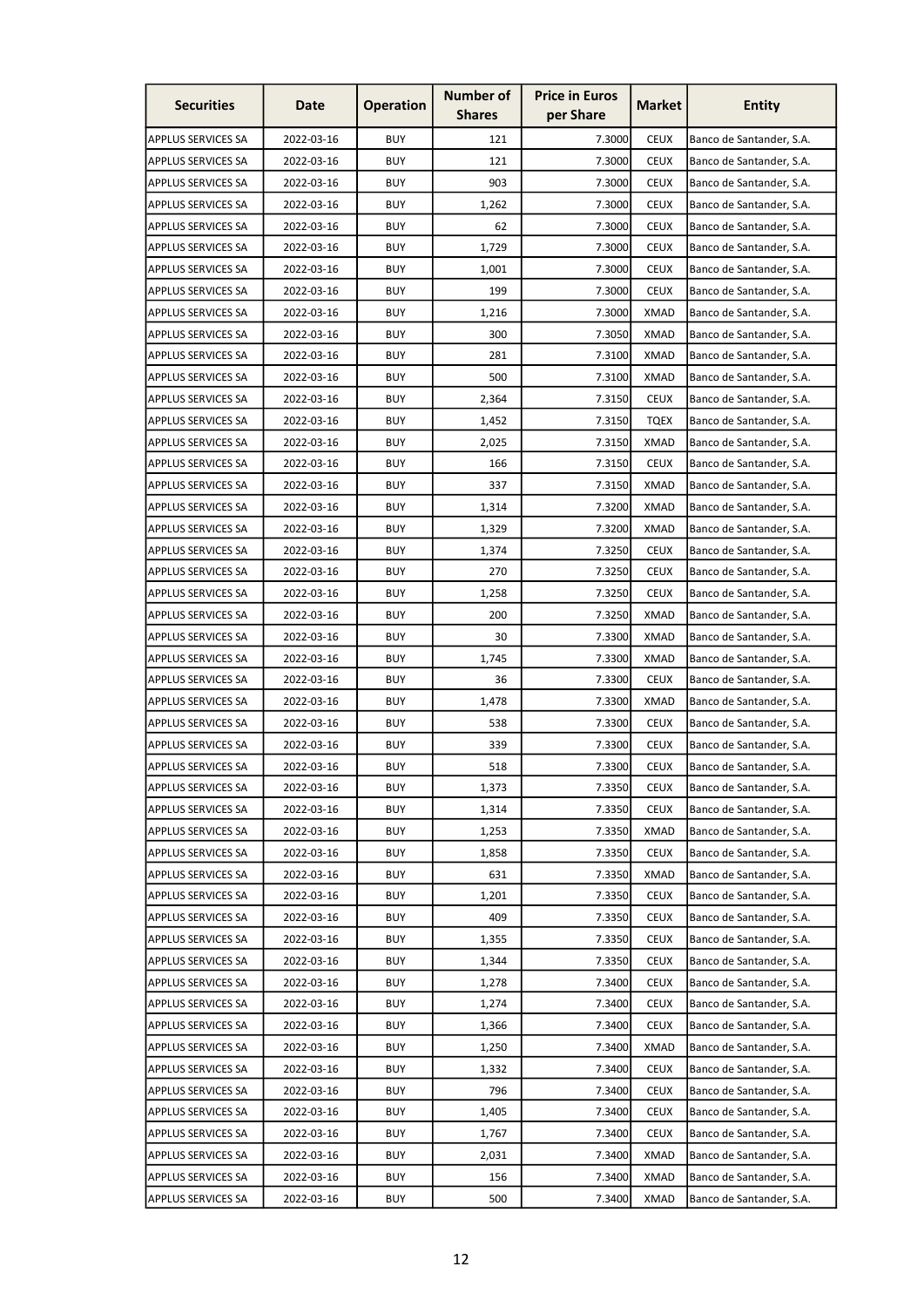| Securities | Date | Operation | Number of Shares | Price in Euros per Share | Market | Entity |
|---|---|---|---|---|---|---|
| APPLUS SERVICES SA | 2022-03-16 | BUY | 121 | 7.3000 | CEUX | Banco de Santander, S.A. |
| APPLUS SERVICES SA | 2022-03-16 | BUY | 121 | 7.3000 | CEUX | Banco de Santander, S.A. |
| APPLUS SERVICES SA | 2022-03-16 | BUY | 903 | 7.3000 | CEUX | Banco de Santander, S.A. |
| APPLUS SERVICES SA | 2022-03-16 | BUY | 1,262 | 7.3000 | CEUX | Banco de Santander, S.A. |
| APPLUS SERVICES SA | 2022-03-16 | BUY | 62 | 7.3000 | CEUX | Banco de Santander, S.A. |
| APPLUS SERVICES SA | 2022-03-16 | BUY | 1,729 | 7.3000 | CEUX | Banco de Santander, S.A. |
| APPLUS SERVICES SA | 2022-03-16 | BUY | 1,001 | 7.3000 | CEUX | Banco de Santander, S.A. |
| APPLUS SERVICES SA | 2022-03-16 | BUY | 199 | 7.3000 | CEUX | Banco de Santander, S.A. |
| APPLUS SERVICES SA | 2022-03-16 | BUY | 1,216 | 7.3000 | XMAD | Banco de Santander, S.A. |
| APPLUS SERVICES SA | 2022-03-16 | BUY | 300 | 7.3050 | XMAD | Banco de Santander, S.A. |
| APPLUS SERVICES SA | 2022-03-16 | BUY | 281 | 7.3100 | XMAD | Banco de Santander, S.A. |
| APPLUS SERVICES SA | 2022-03-16 | BUY | 500 | 7.3100 | XMAD | Banco de Santander, S.A. |
| APPLUS SERVICES SA | 2022-03-16 | BUY | 2,364 | 7.3150 | CEUX | Banco de Santander, S.A. |
| APPLUS SERVICES SA | 2022-03-16 | BUY | 1,452 | 7.3150 | TQEX | Banco de Santander, S.A. |
| APPLUS SERVICES SA | 2022-03-16 | BUY | 2,025 | 7.3150 | XMAD | Banco de Santander, S.A. |
| APPLUS SERVICES SA | 2022-03-16 | BUY | 166 | 7.3150 | CEUX | Banco de Santander, S.A. |
| APPLUS SERVICES SA | 2022-03-16 | BUY | 337 | 7.3150 | XMAD | Banco de Santander, S.A. |
| APPLUS SERVICES SA | 2022-03-16 | BUY | 1,314 | 7.3200 | XMAD | Banco de Santander, S.A. |
| APPLUS SERVICES SA | 2022-03-16 | BUY | 1,329 | 7.3200 | XMAD | Banco de Santander, S.A. |
| APPLUS SERVICES SA | 2022-03-16 | BUY | 1,374 | 7.3250 | CEUX | Banco de Santander, S.A. |
| APPLUS SERVICES SA | 2022-03-16 | BUY | 270 | 7.3250 | CEUX | Banco de Santander, S.A. |
| APPLUS SERVICES SA | 2022-03-16 | BUY | 1,258 | 7.3250 | CEUX | Banco de Santander, S.A. |
| APPLUS SERVICES SA | 2022-03-16 | BUY | 200 | 7.3250 | XMAD | Banco de Santander, S.A. |
| APPLUS SERVICES SA | 2022-03-16 | BUY | 30 | 7.3300 | XMAD | Banco de Santander, S.A. |
| APPLUS SERVICES SA | 2022-03-16 | BUY | 1,745 | 7.3300 | XMAD | Banco de Santander, S.A. |
| APPLUS SERVICES SA | 2022-03-16 | BUY | 36 | 7.3300 | CEUX | Banco de Santander, S.A. |
| APPLUS SERVICES SA | 2022-03-16 | BUY | 1,478 | 7.3300 | XMAD | Banco de Santander, S.A. |
| APPLUS SERVICES SA | 2022-03-16 | BUY | 538 | 7.3300 | CEUX | Banco de Santander, S.A. |
| APPLUS SERVICES SA | 2022-03-16 | BUY | 339 | 7.3300 | CEUX | Banco de Santander, S.A. |
| APPLUS SERVICES SA | 2022-03-16 | BUY | 518 | 7.3300 | CEUX | Banco de Santander, S.A. |
| APPLUS SERVICES SA | 2022-03-16 | BUY | 1,373 | 7.3350 | CEUX | Banco de Santander, S.A. |
| APPLUS SERVICES SA | 2022-03-16 | BUY | 1,314 | 7.3350 | CEUX | Banco de Santander, S.A. |
| APPLUS SERVICES SA | 2022-03-16 | BUY | 1,253 | 7.3350 | XMAD | Banco de Santander, S.A. |
| APPLUS SERVICES SA | 2022-03-16 | BUY | 1,858 | 7.3350 | CEUX | Banco de Santander, S.A. |
| APPLUS SERVICES SA | 2022-03-16 | BUY | 631 | 7.3350 | XMAD | Banco de Santander, S.A. |
| APPLUS SERVICES SA | 2022-03-16 | BUY | 1,201 | 7.3350 | CEUX | Banco de Santander, S.A. |
| APPLUS SERVICES SA | 2022-03-16 | BUY | 409 | 7.3350 | CEUX | Banco de Santander, S.A. |
| APPLUS SERVICES SA | 2022-03-16 | BUY | 1,355 | 7.3350 | CEUX | Banco de Santander, S.A. |
| APPLUS SERVICES SA | 2022-03-16 | BUY | 1,344 | 7.3350 | CEUX | Banco de Santander, S.A. |
| APPLUS SERVICES SA | 2022-03-16 | BUY | 1,278 | 7.3400 | CEUX | Banco de Santander, S.A. |
| APPLUS SERVICES SA | 2022-03-16 | BUY | 1,274 | 7.3400 | CEUX | Banco de Santander, S.A. |
| APPLUS SERVICES SA | 2022-03-16 | BUY | 1,366 | 7.3400 | CEUX | Banco de Santander, S.A. |
| APPLUS SERVICES SA | 2022-03-16 | BUY | 1,250 | 7.3400 | XMAD | Banco de Santander, S.A. |
| APPLUS SERVICES SA | 2022-03-16 | BUY | 1,332 | 7.3400 | CEUX | Banco de Santander, S.A. |
| APPLUS SERVICES SA | 2022-03-16 | BUY | 796 | 7.3400 | CEUX | Banco de Santander, S.A. |
| APPLUS SERVICES SA | 2022-03-16 | BUY | 1,405 | 7.3400 | CEUX | Banco de Santander, S.A. |
| APPLUS SERVICES SA | 2022-03-16 | BUY | 1,767 | 7.3400 | CEUX | Banco de Santander, S.A. |
| APPLUS SERVICES SA | 2022-03-16 | BUY | 2,031 | 7.3400 | XMAD | Banco de Santander, S.A. |
| APPLUS SERVICES SA | 2022-03-16 | BUY | 156 | 7.3400 | XMAD | Banco de Santander, S.A. |
| APPLUS SERVICES SA | 2022-03-16 | BUY | 500 | 7.3400 | XMAD | Banco de Santander, S.A. |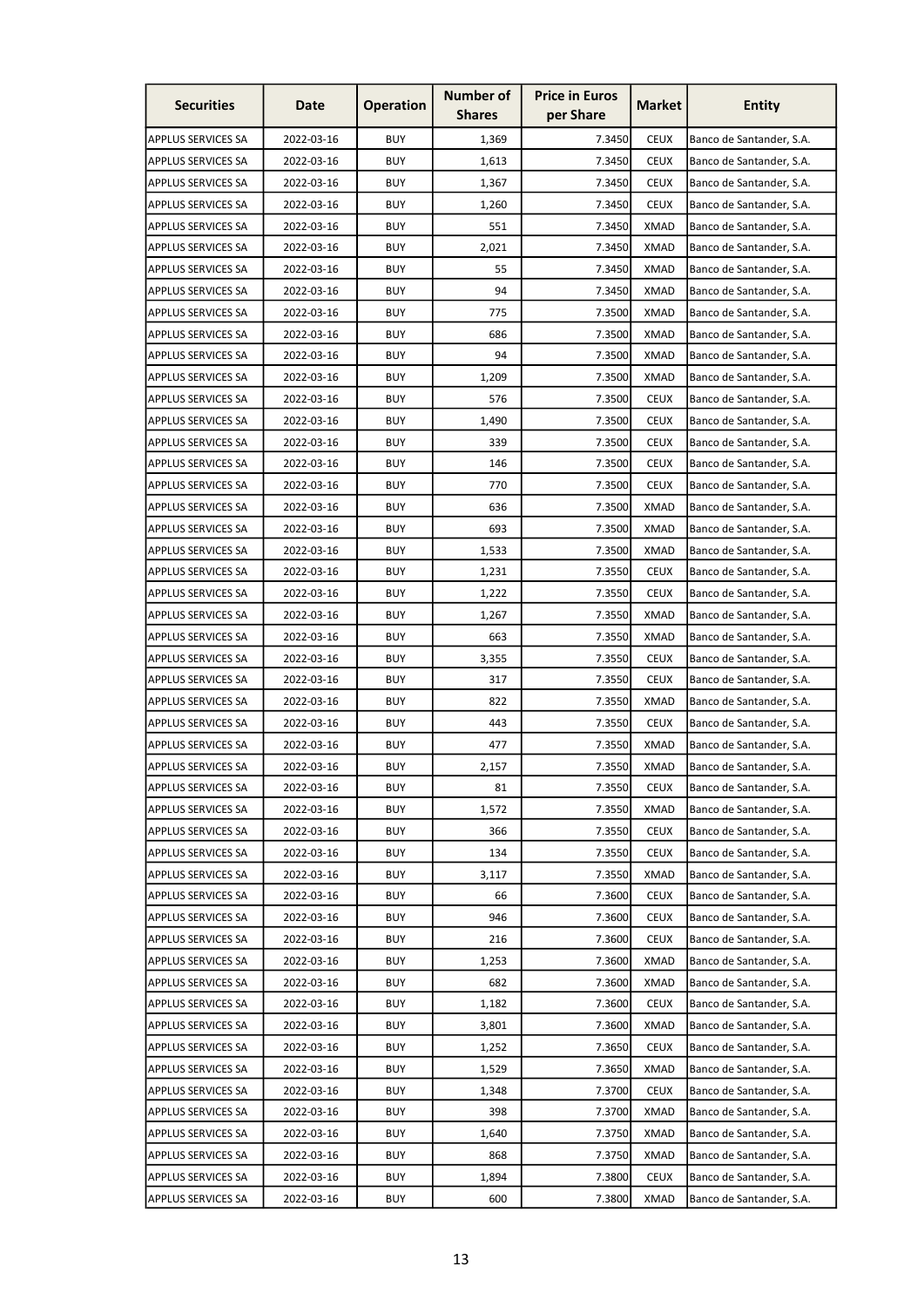| Securities | Date | Operation | Number of Shares | Price in Euros per Share | Market | Entity |
|---|---|---|---|---|---|---|
| APPLUS SERVICES SA | 2022-03-16 | BUY | 1,369 | 7.3450 | CEUX | Banco de Santander, S.A. |
| APPLUS SERVICES SA | 2022-03-16 | BUY | 1,613 | 7.3450 | CEUX | Banco de Santander, S.A. |
| APPLUS SERVICES SA | 2022-03-16 | BUY | 1,367 | 7.3450 | CEUX | Banco de Santander, S.A. |
| APPLUS SERVICES SA | 2022-03-16 | BUY | 1,260 | 7.3450 | CEUX | Banco de Santander, S.A. |
| APPLUS SERVICES SA | 2022-03-16 | BUY | 551 | 7.3450 | XMAD | Banco de Santander, S.A. |
| APPLUS SERVICES SA | 2022-03-16 | BUY | 2,021 | 7.3450 | XMAD | Banco de Santander, S.A. |
| APPLUS SERVICES SA | 2022-03-16 | BUY | 55 | 7.3450 | XMAD | Banco de Santander, S.A. |
| APPLUS SERVICES SA | 2022-03-16 | BUY | 94 | 7.3450 | XMAD | Banco de Santander, S.A. |
| APPLUS SERVICES SA | 2022-03-16 | BUY | 775 | 7.3500 | XMAD | Banco de Santander, S.A. |
| APPLUS SERVICES SA | 2022-03-16 | BUY | 686 | 7.3500 | XMAD | Banco de Santander, S.A. |
| APPLUS SERVICES SA | 2022-03-16 | BUY | 94 | 7.3500 | XMAD | Banco de Santander, S.A. |
| APPLUS SERVICES SA | 2022-03-16 | BUY | 1,209 | 7.3500 | XMAD | Banco de Santander, S.A. |
| APPLUS SERVICES SA | 2022-03-16 | BUY | 576 | 7.3500 | CEUX | Banco de Santander, S.A. |
| APPLUS SERVICES SA | 2022-03-16 | BUY | 1,490 | 7.3500 | CEUX | Banco de Santander, S.A. |
| APPLUS SERVICES SA | 2022-03-16 | BUY | 339 | 7.3500 | CEUX | Banco de Santander, S.A. |
| APPLUS SERVICES SA | 2022-03-16 | BUY | 146 | 7.3500 | CEUX | Banco de Santander, S.A. |
| APPLUS SERVICES SA | 2022-03-16 | BUY | 770 | 7.3500 | CEUX | Banco de Santander, S.A. |
| APPLUS SERVICES SA | 2022-03-16 | BUY | 636 | 7.3500 | XMAD | Banco de Santander, S.A. |
| APPLUS SERVICES SA | 2022-03-16 | BUY | 693 | 7.3500 | XMAD | Banco de Santander, S.A. |
| APPLUS SERVICES SA | 2022-03-16 | BUY | 1,533 | 7.3500 | XMAD | Banco de Santander, S.A. |
| APPLUS SERVICES SA | 2022-03-16 | BUY | 1,231 | 7.3550 | CEUX | Banco de Santander, S.A. |
| APPLUS SERVICES SA | 2022-03-16 | BUY | 1,222 | 7.3550 | CEUX | Banco de Santander, S.A. |
| APPLUS SERVICES SA | 2022-03-16 | BUY | 1,267 | 7.3550 | XMAD | Banco de Santander, S.A. |
| APPLUS SERVICES SA | 2022-03-16 | BUY | 663 | 7.3550 | XMAD | Banco de Santander, S.A. |
| APPLUS SERVICES SA | 2022-03-16 | BUY | 3,355 | 7.3550 | CEUX | Banco de Santander, S.A. |
| APPLUS SERVICES SA | 2022-03-16 | BUY | 317 | 7.3550 | CEUX | Banco de Santander, S.A. |
| APPLUS SERVICES SA | 2022-03-16 | BUY | 822 | 7.3550 | XMAD | Banco de Santander, S.A. |
| APPLUS SERVICES SA | 2022-03-16 | BUY | 443 | 7.3550 | CEUX | Banco de Santander, S.A. |
| APPLUS SERVICES SA | 2022-03-16 | BUY | 477 | 7.3550 | XMAD | Banco de Santander, S.A. |
| APPLUS SERVICES SA | 2022-03-16 | BUY | 2,157 | 7.3550 | XMAD | Banco de Santander, S.A. |
| APPLUS SERVICES SA | 2022-03-16 | BUY | 81 | 7.3550 | CEUX | Banco de Santander, S.A. |
| APPLUS SERVICES SA | 2022-03-16 | BUY | 1,572 | 7.3550 | XMAD | Banco de Santander, S.A. |
| APPLUS SERVICES SA | 2022-03-16 | BUY | 366 | 7.3550 | CEUX | Banco de Santander, S.A. |
| APPLUS SERVICES SA | 2022-03-16 | BUY | 134 | 7.3550 | CEUX | Banco de Santander, S.A. |
| APPLUS SERVICES SA | 2022-03-16 | BUY | 3,117 | 7.3550 | XMAD | Banco de Santander, S.A. |
| APPLUS SERVICES SA | 2022-03-16 | BUY | 66 | 7.3600 | CEUX | Banco de Santander, S.A. |
| APPLUS SERVICES SA | 2022-03-16 | BUY | 946 | 7.3600 | CEUX | Banco de Santander, S.A. |
| APPLUS SERVICES SA | 2022-03-16 | BUY | 216 | 7.3600 | CEUX | Banco de Santander, S.A. |
| APPLUS SERVICES SA | 2022-03-16 | BUY | 1,253 | 7.3600 | XMAD | Banco de Santander, S.A. |
| APPLUS SERVICES SA | 2022-03-16 | BUY | 682 | 7.3600 | XMAD | Banco de Santander, S.A. |
| APPLUS SERVICES SA | 2022-03-16 | BUY | 1,182 | 7.3600 | CEUX | Banco de Santander, S.A. |
| APPLUS SERVICES SA | 2022-03-16 | BUY | 3,801 | 7.3600 | XMAD | Banco de Santander, S.A. |
| APPLUS SERVICES SA | 2022-03-16 | BUY | 1,252 | 7.3650 | CEUX | Banco de Santander, S.A. |
| APPLUS SERVICES SA | 2022-03-16 | BUY | 1,529 | 7.3650 | XMAD | Banco de Santander, S.A. |
| APPLUS SERVICES SA | 2022-03-16 | BUY | 1,348 | 7.3700 | CEUX | Banco de Santander, S.A. |
| APPLUS SERVICES SA | 2022-03-16 | BUY | 398 | 7.3700 | XMAD | Banco de Santander, S.A. |
| APPLUS SERVICES SA | 2022-03-16 | BUY | 1,640 | 7.3750 | XMAD | Banco de Santander, S.A. |
| APPLUS SERVICES SA | 2022-03-16 | BUY | 868 | 7.3750 | XMAD | Banco de Santander, S.A. |
| APPLUS SERVICES SA | 2022-03-16 | BUY | 1,894 | 7.3800 | CEUX | Banco de Santander, S.A. |
| APPLUS SERVICES SA | 2022-03-16 | BUY | 600 | 7.3800 | XMAD | Banco de Santander, S.A. |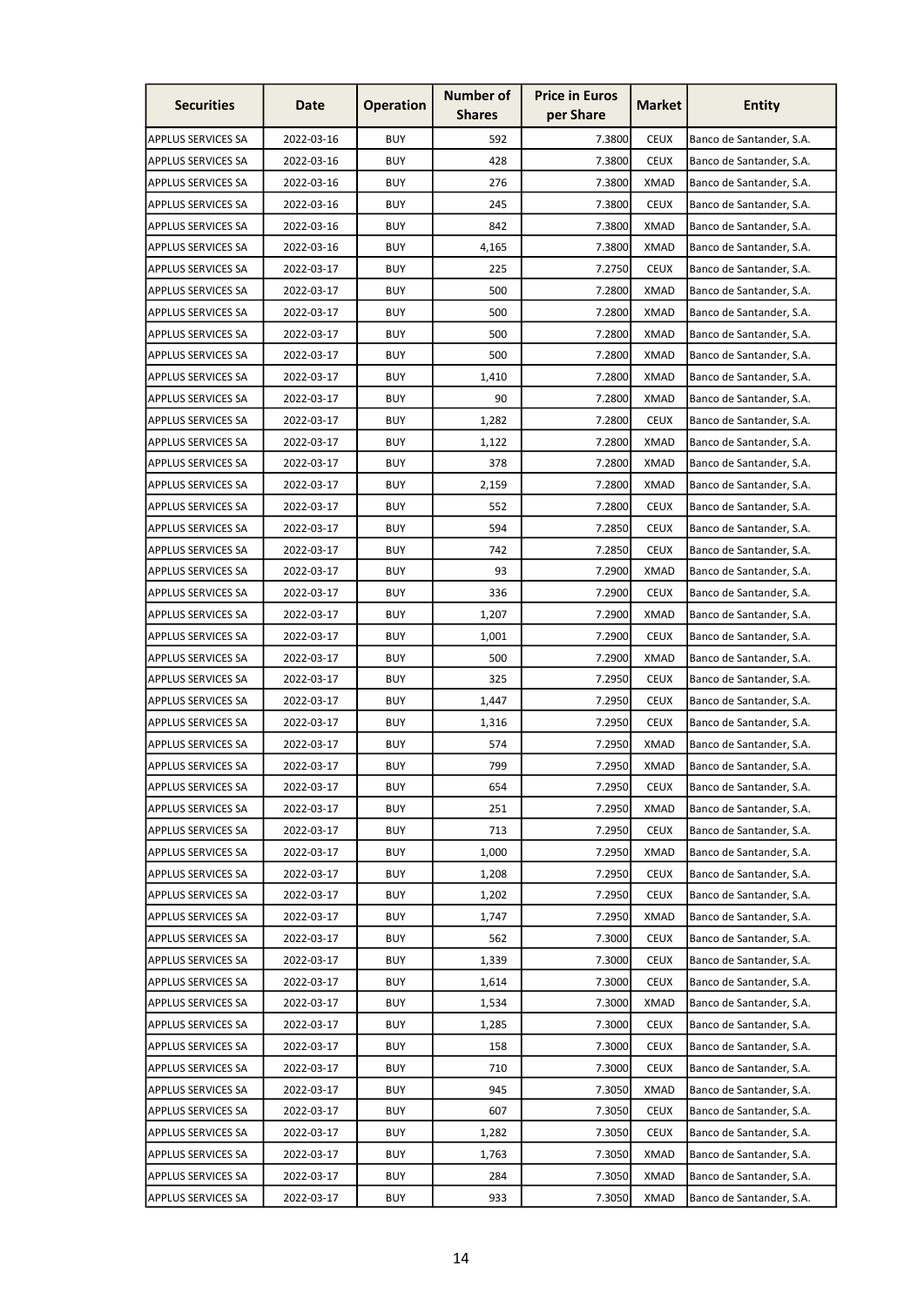| Securities | Date | Operation | Number of Shares | Price in Euros per Share | Market | Entity |
|---|---|---|---|---|---|---|
| APPLUS SERVICES SA | 2022-03-16 | BUY | 592 | 7.3800 | CEUX | Banco de Santander, S.A. |
| APPLUS SERVICES SA | 2022-03-16 | BUY | 428 | 7.3800 | CEUX | Banco de Santander, S.A. |
| APPLUS SERVICES SA | 2022-03-16 | BUY | 276 | 7.3800 | XMAD | Banco de Santander, S.A. |
| APPLUS SERVICES SA | 2022-03-16 | BUY | 245 | 7.3800 | CEUX | Banco de Santander, S.A. |
| APPLUS SERVICES SA | 2022-03-16 | BUY | 842 | 7.3800 | XMAD | Banco de Santander, S.A. |
| APPLUS SERVICES SA | 2022-03-16 | BUY | 4,165 | 7.3800 | XMAD | Banco de Santander, S.A. |
| APPLUS SERVICES SA | 2022-03-17 | BUY | 225 | 7.2750 | CEUX | Banco de Santander, S.A. |
| APPLUS SERVICES SA | 2022-03-17 | BUY | 500 | 7.2800 | XMAD | Banco de Santander, S.A. |
| APPLUS SERVICES SA | 2022-03-17 | BUY | 500 | 7.2800 | XMAD | Banco de Santander, S.A. |
| APPLUS SERVICES SA | 2022-03-17 | BUY | 500 | 7.2800 | XMAD | Banco de Santander, S.A. |
| APPLUS SERVICES SA | 2022-03-17 | BUY | 500 | 7.2800 | XMAD | Banco de Santander, S.A. |
| APPLUS SERVICES SA | 2022-03-17 | BUY | 1,410 | 7.2800 | XMAD | Banco de Santander, S.A. |
| APPLUS SERVICES SA | 2022-03-17 | BUY | 90 | 7.2800 | XMAD | Banco de Santander, S.A. |
| APPLUS SERVICES SA | 2022-03-17 | BUY | 1,282 | 7.2800 | CEUX | Banco de Santander, S.A. |
| APPLUS SERVICES SA | 2022-03-17 | BUY | 1,122 | 7.2800 | XMAD | Banco de Santander, S.A. |
| APPLUS SERVICES SA | 2022-03-17 | BUY | 378 | 7.2800 | XMAD | Banco de Santander, S.A. |
| APPLUS SERVICES SA | 2022-03-17 | BUY | 2,159 | 7.2800 | XMAD | Banco de Santander, S.A. |
| APPLUS SERVICES SA | 2022-03-17 | BUY | 552 | 7.2800 | CEUX | Banco de Santander, S.A. |
| APPLUS SERVICES SA | 2022-03-17 | BUY | 594 | 7.2850 | CEUX | Banco de Santander, S.A. |
| APPLUS SERVICES SA | 2022-03-17 | BUY | 742 | 7.2850 | CEUX | Banco de Santander, S.A. |
| APPLUS SERVICES SA | 2022-03-17 | BUY | 93 | 7.2900 | XMAD | Banco de Santander, S.A. |
| APPLUS SERVICES SA | 2022-03-17 | BUY | 336 | 7.2900 | CEUX | Banco de Santander, S.A. |
| APPLUS SERVICES SA | 2022-03-17 | BUY | 1,207 | 7.2900 | XMAD | Banco de Santander, S.A. |
| APPLUS SERVICES SA | 2022-03-17 | BUY | 1,001 | 7.2900 | CEUX | Banco de Santander, S.A. |
| APPLUS SERVICES SA | 2022-03-17 | BUY | 500 | 7.2900 | XMAD | Banco de Santander, S.A. |
| APPLUS SERVICES SA | 2022-03-17 | BUY | 325 | 7.2950 | CEUX | Banco de Santander, S.A. |
| APPLUS SERVICES SA | 2022-03-17 | BUY | 1,447 | 7.2950 | CEUX | Banco de Santander, S.A. |
| APPLUS SERVICES SA | 2022-03-17 | BUY | 1,316 | 7.2950 | CEUX | Banco de Santander, S.A. |
| APPLUS SERVICES SA | 2022-03-17 | BUY | 574 | 7.2950 | XMAD | Banco de Santander, S.A. |
| APPLUS SERVICES SA | 2022-03-17 | BUY | 799 | 7.2950 | XMAD | Banco de Santander, S.A. |
| APPLUS SERVICES SA | 2022-03-17 | BUY | 654 | 7.2950 | CEUX | Banco de Santander, S.A. |
| APPLUS SERVICES SA | 2022-03-17 | BUY | 251 | 7.2950 | XMAD | Banco de Santander, S.A. |
| APPLUS SERVICES SA | 2022-03-17 | BUY | 713 | 7.2950 | CEUX | Banco de Santander, S.A. |
| APPLUS SERVICES SA | 2022-03-17 | BUY | 1,000 | 7.2950 | XMAD | Banco de Santander, S.A. |
| APPLUS SERVICES SA | 2022-03-17 | BUY | 1,208 | 7.2950 | CEUX | Banco de Santander, S.A. |
| APPLUS SERVICES SA | 2022-03-17 | BUY | 1,202 | 7.2950 | CEUX | Banco de Santander, S.A. |
| APPLUS SERVICES SA | 2022-03-17 | BUY | 1,747 | 7.2950 | XMAD | Banco de Santander, S.A. |
| APPLUS SERVICES SA | 2022-03-17 | BUY | 562 | 7.3000 | CEUX | Banco de Santander, S.A. |
| APPLUS SERVICES SA | 2022-03-17 | BUY | 1,339 | 7.3000 | CEUX | Banco de Santander, S.A. |
| APPLUS SERVICES SA | 2022-03-17 | BUY | 1,614 | 7.3000 | CEUX | Banco de Santander, S.A. |
| APPLUS SERVICES SA | 2022-03-17 | BUY | 1,534 | 7.3000 | XMAD | Banco de Santander, S.A. |
| APPLUS SERVICES SA | 2022-03-17 | BUY | 1,285 | 7.3000 | CEUX | Banco de Santander, S.A. |
| APPLUS SERVICES SA | 2022-03-17 | BUY | 158 | 7.3000 | CEUX | Banco de Santander, S.A. |
| APPLUS SERVICES SA | 2022-03-17 | BUY | 710 | 7.3000 | CEUX | Banco de Santander, S.A. |
| APPLUS SERVICES SA | 2022-03-17 | BUY | 945 | 7.3050 | XMAD | Banco de Santander, S.A. |
| APPLUS SERVICES SA | 2022-03-17 | BUY | 607 | 7.3050 | CEUX | Banco de Santander, S.A. |
| APPLUS SERVICES SA | 2022-03-17 | BUY | 1,282 | 7.3050 | CEUX | Banco de Santander, S.A. |
| APPLUS SERVICES SA | 2022-03-17 | BUY | 1,763 | 7.3050 | XMAD | Banco de Santander, S.A. |
| APPLUS SERVICES SA | 2022-03-17 | BUY | 284 | 7.3050 | XMAD | Banco de Santander, S.A. |
| APPLUS SERVICES SA | 2022-03-17 | BUY | 933 | 7.3050 | XMAD | Banco de Santander, S.A. |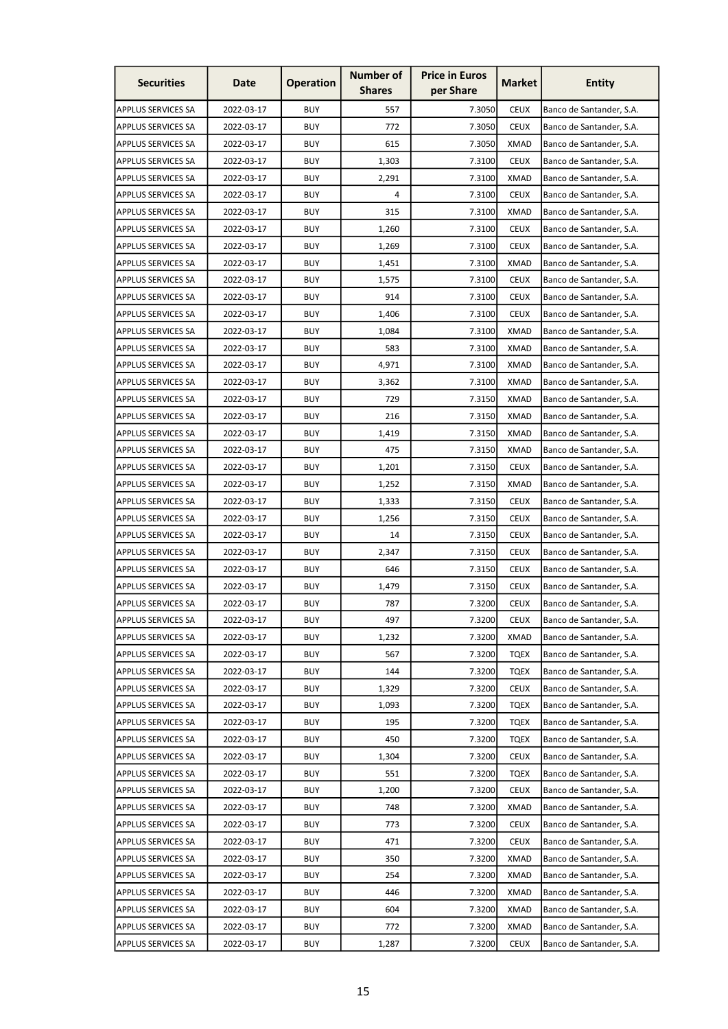| Securities | Date | Operation | Number of Shares | Price in Euros per Share | Market | Entity |
|---|---|---|---|---|---|---|
| APPLUS SERVICES SA | 2022-03-17 | BUY | 557 | 7.3050 | CEUX | Banco de Santander, S.A. |
| APPLUS SERVICES SA | 2022-03-17 | BUY | 772 | 7.3050 | CEUX | Banco de Santander, S.A. |
| APPLUS SERVICES SA | 2022-03-17 | BUY | 615 | 7.3050 | XMAD | Banco de Santander, S.A. |
| APPLUS SERVICES SA | 2022-03-17 | BUY | 1,303 | 7.3100 | CEUX | Banco de Santander, S.A. |
| APPLUS SERVICES SA | 2022-03-17 | BUY | 2,291 | 7.3100 | XMAD | Banco de Santander, S.A. |
| APPLUS SERVICES SA | 2022-03-17 | BUY | 4 | 7.3100 | CEUX | Banco de Santander, S.A. |
| APPLUS SERVICES SA | 2022-03-17 | BUY | 315 | 7.3100 | XMAD | Banco de Santander, S.A. |
| APPLUS SERVICES SA | 2022-03-17 | BUY | 1,260 | 7.3100 | CEUX | Banco de Santander, S.A. |
| APPLUS SERVICES SA | 2022-03-17 | BUY | 1,269 | 7.3100 | CEUX | Banco de Santander, S.A. |
| APPLUS SERVICES SA | 2022-03-17 | BUY | 1,451 | 7.3100 | XMAD | Banco de Santander, S.A. |
| APPLUS SERVICES SA | 2022-03-17 | BUY | 1,575 | 7.3100 | CEUX | Banco de Santander, S.A. |
| APPLUS SERVICES SA | 2022-03-17 | BUY | 914 | 7.3100 | CEUX | Banco de Santander, S.A. |
| APPLUS SERVICES SA | 2022-03-17 | BUY | 1,406 | 7.3100 | CEUX | Banco de Santander, S.A. |
| APPLUS SERVICES SA | 2022-03-17 | BUY | 1,084 | 7.3100 | XMAD | Banco de Santander, S.A. |
| APPLUS SERVICES SA | 2022-03-17 | BUY | 583 | 7.3100 | XMAD | Banco de Santander, S.A. |
| APPLUS SERVICES SA | 2022-03-17 | BUY | 4,971 | 7.3100 | XMAD | Banco de Santander, S.A. |
| APPLUS SERVICES SA | 2022-03-17 | BUY | 3,362 | 7.3100 | XMAD | Banco de Santander, S.A. |
| APPLUS SERVICES SA | 2022-03-17 | BUY | 729 | 7.3150 | XMAD | Banco de Santander, S.A. |
| APPLUS SERVICES SA | 2022-03-17 | BUY | 216 | 7.3150 | XMAD | Banco de Santander, S.A. |
| APPLUS SERVICES SA | 2022-03-17 | BUY | 1,419 | 7.3150 | XMAD | Banco de Santander, S.A. |
| APPLUS SERVICES SA | 2022-03-17 | BUY | 475 | 7.3150 | XMAD | Banco de Santander, S.A. |
| APPLUS SERVICES SA | 2022-03-17 | BUY | 1,201 | 7.3150 | CEUX | Banco de Santander, S.A. |
| APPLUS SERVICES SA | 2022-03-17 | BUY | 1,252 | 7.3150 | XMAD | Banco de Santander, S.A. |
| APPLUS SERVICES SA | 2022-03-17 | BUY | 1,333 | 7.3150 | CEUX | Banco de Santander, S.A. |
| APPLUS SERVICES SA | 2022-03-17 | BUY | 1,256 | 7.3150 | CEUX | Banco de Santander, S.A. |
| APPLUS SERVICES SA | 2022-03-17 | BUY | 14 | 7.3150 | CEUX | Banco de Santander, S.A. |
| APPLUS SERVICES SA | 2022-03-17 | BUY | 2,347 | 7.3150 | CEUX | Banco de Santander, S.A. |
| APPLUS SERVICES SA | 2022-03-17 | BUY | 646 | 7.3150 | CEUX | Banco de Santander, S.A. |
| APPLUS SERVICES SA | 2022-03-17 | BUY | 1,479 | 7.3150 | CEUX | Banco de Santander, S.A. |
| APPLUS SERVICES SA | 2022-03-17 | BUY | 787 | 7.3200 | CEUX | Banco de Santander, S.A. |
| APPLUS SERVICES SA | 2022-03-17 | BUY | 497 | 7.3200 | CEUX | Banco de Santander, S.A. |
| APPLUS SERVICES SA | 2022-03-17 | BUY | 1,232 | 7.3200 | XMAD | Banco de Santander, S.A. |
| APPLUS SERVICES SA | 2022-03-17 | BUY | 567 | 7.3200 | TQEX | Banco de Santander, S.A. |
| APPLUS SERVICES SA | 2022-03-17 | BUY | 144 | 7.3200 | TQEX | Banco de Santander, S.A. |
| APPLUS SERVICES SA | 2022-03-17 | BUY | 1,329 | 7.3200 | CEUX | Banco de Santander, S.A. |
| APPLUS SERVICES SA | 2022-03-17 | BUY | 1,093 | 7.3200 | TQEX | Banco de Santander, S.A. |
| APPLUS SERVICES SA | 2022-03-17 | BUY | 195 | 7.3200 | TQEX | Banco de Santander, S.A. |
| APPLUS SERVICES SA | 2022-03-17 | BUY | 450 | 7.3200 | TQEX | Banco de Santander, S.A. |
| APPLUS SERVICES SA | 2022-03-17 | BUY | 1,304 | 7.3200 | CEUX | Banco de Santander, S.A. |
| APPLUS SERVICES SA | 2022-03-17 | BUY | 551 | 7.3200 | TQEX | Banco de Santander, S.A. |
| APPLUS SERVICES SA | 2022-03-17 | BUY | 1,200 | 7.3200 | CEUX | Banco de Santander, S.A. |
| APPLUS SERVICES SA | 2022-03-17 | BUY | 748 | 7.3200 | XMAD | Banco de Santander, S.A. |
| APPLUS SERVICES SA | 2022-03-17 | BUY | 773 | 7.3200 | CEUX | Banco de Santander, S.A. |
| APPLUS SERVICES SA | 2022-03-17 | BUY | 471 | 7.3200 | CEUX | Banco de Santander, S.A. |
| APPLUS SERVICES SA | 2022-03-17 | BUY | 350 | 7.3200 | XMAD | Banco de Santander, S.A. |
| APPLUS SERVICES SA | 2022-03-17 | BUY | 254 | 7.3200 | XMAD | Banco de Santander, S.A. |
| APPLUS SERVICES SA | 2022-03-17 | BUY | 446 | 7.3200 | XMAD | Banco de Santander, S.A. |
| APPLUS SERVICES SA | 2022-03-17 | BUY | 604 | 7.3200 | XMAD | Banco de Santander, S.A. |
| APPLUS SERVICES SA | 2022-03-17 | BUY | 772 | 7.3200 | XMAD | Banco de Santander, S.A. |
| APPLUS SERVICES SA | 2022-03-17 | BUY | 1,287 | 7.3200 | CEUX | Banco de Santander, S.A. |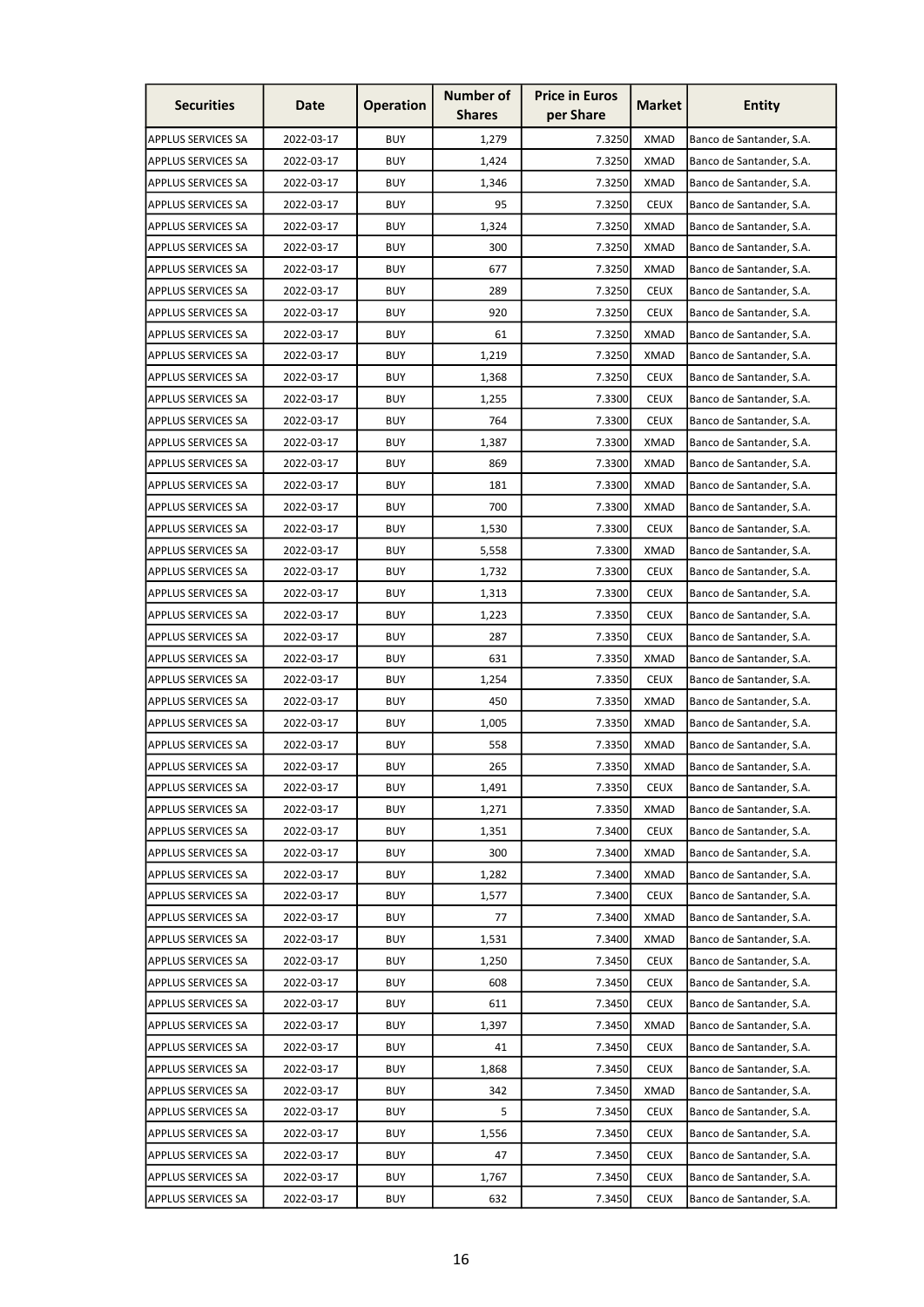| Securities | Date | Operation | Number of Shares | Price in Euros per Share | Market | Entity |
|---|---|---|---|---|---|---|
| APPLUS SERVICES SA | 2022-03-17 | BUY | 1,279 | 7.3250 | XMAD | Banco de Santander, S.A. |
| APPLUS SERVICES SA | 2022-03-17 | BUY | 1,424 | 7.3250 | XMAD | Banco de Santander, S.A. |
| APPLUS SERVICES SA | 2022-03-17 | BUY | 1,346 | 7.3250 | XMAD | Banco de Santander, S.A. |
| APPLUS SERVICES SA | 2022-03-17 | BUY | 95 | 7.3250 | CEUX | Banco de Santander, S.A. |
| APPLUS SERVICES SA | 2022-03-17 | BUY | 1,324 | 7.3250 | XMAD | Banco de Santander, S.A. |
| APPLUS SERVICES SA | 2022-03-17 | BUY | 300 | 7.3250 | XMAD | Banco de Santander, S.A. |
| APPLUS SERVICES SA | 2022-03-17 | BUY | 677 | 7.3250 | XMAD | Banco de Santander, S.A. |
| APPLUS SERVICES SA | 2022-03-17 | BUY | 289 | 7.3250 | CEUX | Banco de Santander, S.A. |
| APPLUS SERVICES SA | 2022-03-17 | BUY | 920 | 7.3250 | CEUX | Banco de Santander, S.A. |
| APPLUS SERVICES SA | 2022-03-17 | BUY | 61 | 7.3250 | XMAD | Banco de Santander, S.A. |
| APPLUS SERVICES SA | 2022-03-17 | BUY | 1,219 | 7.3250 | XMAD | Banco de Santander, S.A. |
| APPLUS SERVICES SA | 2022-03-17 | BUY | 1,368 | 7.3250 | CEUX | Banco de Santander, S.A. |
| APPLUS SERVICES SA | 2022-03-17 | BUY | 1,255 | 7.3300 | CEUX | Banco de Santander, S.A. |
| APPLUS SERVICES SA | 2022-03-17 | BUY | 764 | 7.3300 | CEUX | Banco de Santander, S.A. |
| APPLUS SERVICES SA | 2022-03-17 | BUY | 1,387 | 7.3300 | XMAD | Banco de Santander, S.A. |
| APPLUS SERVICES SA | 2022-03-17 | BUY | 869 | 7.3300 | XMAD | Banco de Santander, S.A. |
| APPLUS SERVICES SA | 2022-03-17 | BUY | 181 | 7.3300 | XMAD | Banco de Santander, S.A. |
| APPLUS SERVICES SA | 2022-03-17 | BUY | 700 | 7.3300 | XMAD | Banco de Santander, S.A. |
| APPLUS SERVICES SA | 2022-03-17 | BUY | 1,530 | 7.3300 | CEUX | Banco de Santander, S.A. |
| APPLUS SERVICES SA | 2022-03-17 | BUY | 5,558 | 7.3300 | XMAD | Banco de Santander, S.A. |
| APPLUS SERVICES SA | 2022-03-17 | BUY | 1,732 | 7.3300 | CEUX | Banco de Santander, S.A. |
| APPLUS SERVICES SA | 2022-03-17 | BUY | 1,313 | 7.3300 | CEUX | Banco de Santander, S.A. |
| APPLUS SERVICES SA | 2022-03-17 | BUY | 1,223 | 7.3350 | CEUX | Banco de Santander, S.A. |
| APPLUS SERVICES SA | 2022-03-17 | BUY | 287 | 7.3350 | CEUX | Banco de Santander, S.A. |
| APPLUS SERVICES SA | 2022-03-17 | BUY | 631 | 7.3350 | XMAD | Banco de Santander, S.A. |
| APPLUS SERVICES SA | 2022-03-17 | BUY | 1,254 | 7.3350 | CEUX | Banco de Santander, S.A. |
| APPLUS SERVICES SA | 2022-03-17 | BUY | 450 | 7.3350 | XMAD | Banco de Santander, S.A. |
| APPLUS SERVICES SA | 2022-03-17 | BUY | 1,005 | 7.3350 | XMAD | Banco de Santander, S.A. |
| APPLUS SERVICES SA | 2022-03-17 | BUY | 558 | 7.3350 | XMAD | Banco de Santander, S.A. |
| APPLUS SERVICES SA | 2022-03-17 | BUY | 265 | 7.3350 | XMAD | Banco de Santander, S.A. |
| APPLUS SERVICES SA | 2022-03-17 | BUY | 1,491 | 7.3350 | CEUX | Banco de Santander, S.A. |
| APPLUS SERVICES SA | 2022-03-17 | BUY | 1,271 | 7.3350 | XMAD | Banco de Santander, S.A. |
| APPLUS SERVICES SA | 2022-03-17 | BUY | 1,351 | 7.3400 | CEUX | Banco de Santander, S.A. |
| APPLUS SERVICES SA | 2022-03-17 | BUY | 300 | 7.3400 | XMAD | Banco de Santander, S.A. |
| APPLUS SERVICES SA | 2022-03-17 | BUY | 1,282 | 7.3400 | XMAD | Banco de Santander, S.A. |
| APPLUS SERVICES SA | 2022-03-17 | BUY | 1,577 | 7.3400 | CEUX | Banco de Santander, S.A. |
| APPLUS SERVICES SA | 2022-03-17 | BUY | 77 | 7.3400 | XMAD | Banco de Santander, S.A. |
| APPLUS SERVICES SA | 2022-03-17 | BUY | 1,531 | 7.3400 | XMAD | Banco de Santander, S.A. |
| APPLUS SERVICES SA | 2022-03-17 | BUY | 1,250 | 7.3450 | CEUX | Banco de Santander, S.A. |
| APPLUS SERVICES SA | 2022-03-17 | BUY | 608 | 7.3450 | CEUX | Banco de Santander, S.A. |
| APPLUS SERVICES SA | 2022-03-17 | BUY | 611 | 7.3450 | CEUX | Banco de Santander, S.A. |
| APPLUS SERVICES SA | 2022-03-17 | BUY | 1,397 | 7.3450 | XMAD | Banco de Santander, S.A. |
| APPLUS SERVICES SA | 2022-03-17 | BUY | 41 | 7.3450 | CEUX | Banco de Santander, S.A. |
| APPLUS SERVICES SA | 2022-03-17 | BUY | 1,868 | 7.3450 | CEUX | Banco de Santander, S.A. |
| APPLUS SERVICES SA | 2022-03-17 | BUY | 342 | 7.3450 | XMAD | Banco de Santander, S.A. |
| APPLUS SERVICES SA | 2022-03-17 | BUY | 5 | 7.3450 | CEUX | Banco de Santander, S.A. |
| APPLUS SERVICES SA | 2022-03-17 | BUY | 1,556 | 7.3450 | CEUX | Banco de Santander, S.A. |
| APPLUS SERVICES SA | 2022-03-17 | BUY | 47 | 7.3450 | CEUX | Banco de Santander, S.A. |
| APPLUS SERVICES SA | 2022-03-17 | BUY | 1,767 | 7.3450 | CEUX | Banco de Santander, S.A. |
| APPLUS SERVICES SA | 2022-03-17 | BUY | 632 | 7.3450 | CEUX | Banco de Santander, S.A. |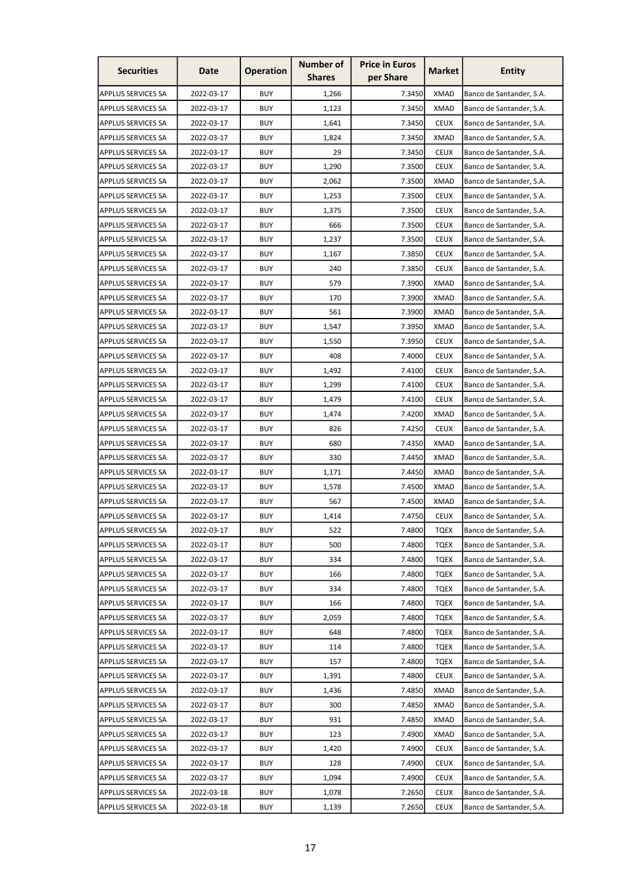| Securities | Date | Operation | Number of Shares | Price in Euros per Share | Market | Entity |
|---|---|---|---|---|---|---|
| APPLUS SERVICES SA | 2022-03-17 | BUY | 1,266 | 7.3450 | XMAD | Banco de Santander, S.A. |
| APPLUS SERVICES SA | 2022-03-17 | BUY | 1,123 | 7.3450 | XMAD | Banco de Santander, S.A. |
| APPLUS SERVICES SA | 2022-03-17 | BUY | 1,641 | 7.3450 | CEUX | Banco de Santander, S.A. |
| APPLUS SERVICES SA | 2022-03-17 | BUY | 1,824 | 7.3450 | XMAD | Banco de Santander, S.A. |
| APPLUS SERVICES SA | 2022-03-17 | BUY | 29 | 7.3450 | CEUX | Banco de Santander, S.A. |
| APPLUS SERVICES SA | 2022-03-17 | BUY | 1,290 | 7.3500 | CEUX | Banco de Santander, S.A. |
| APPLUS SERVICES SA | 2022-03-17 | BUY | 2,062 | 7.3500 | XMAD | Banco de Santander, S.A. |
| APPLUS SERVICES SA | 2022-03-17 | BUY | 1,253 | 7.3500 | CEUX | Banco de Santander, S.A. |
| APPLUS SERVICES SA | 2022-03-17 | BUY | 1,375 | 7.3500 | CEUX | Banco de Santander, S.A. |
| APPLUS SERVICES SA | 2022-03-17 | BUY | 666 | 7.3500 | CEUX | Banco de Santander, S.A. |
| APPLUS SERVICES SA | 2022-03-17 | BUY | 1,237 | 7.3500 | CEUX | Banco de Santander, S.A. |
| APPLUS SERVICES SA | 2022-03-17 | BUY | 1,167 | 7.3850 | CEUX | Banco de Santander, S.A. |
| APPLUS SERVICES SA | 2022-03-17 | BUY | 240 | 7.3850 | CEUX | Banco de Santander, S.A. |
| APPLUS SERVICES SA | 2022-03-17 | BUY | 579 | 7.3900 | XMAD | Banco de Santander, S.A. |
| APPLUS SERVICES SA | 2022-03-17 | BUY | 170 | 7.3900 | XMAD | Banco de Santander, S.A. |
| APPLUS SERVICES SA | 2022-03-17 | BUY | 561 | 7.3900 | XMAD | Banco de Santander, S.A. |
| APPLUS SERVICES SA | 2022-03-17 | BUY | 1,547 | 7.3950 | XMAD | Banco de Santander, S.A. |
| APPLUS SERVICES SA | 2022-03-17 | BUY | 1,550 | 7.3950 | CEUX | Banco de Santander, S.A. |
| APPLUS SERVICES SA | 2022-03-17 | BUY | 408 | 7.4000 | CEUX | Banco de Santander, S.A. |
| APPLUS SERVICES SA | 2022-03-17 | BUY | 1,492 | 7.4100 | CEUX | Banco de Santander, S.A. |
| APPLUS SERVICES SA | 2022-03-17 | BUY | 1,299 | 7.4100 | CEUX | Banco de Santander, S.A. |
| APPLUS SERVICES SA | 2022-03-17 | BUY | 1,479 | 7.4100 | CEUX | Banco de Santander, S.A. |
| APPLUS SERVICES SA | 2022-03-17 | BUY | 1,474 | 7.4200 | XMAD | Banco de Santander, S.A. |
| APPLUS SERVICES SA | 2022-03-17 | BUY | 826 | 7.4250 | CEUX | Banco de Santander, S.A. |
| APPLUS SERVICES SA | 2022-03-17 | BUY | 680 | 7.4350 | XMAD | Banco de Santander, S.A. |
| APPLUS SERVICES SA | 2022-03-17 | BUY | 330 | 7.4450 | XMAD | Banco de Santander, S.A. |
| APPLUS SERVICES SA | 2022-03-17 | BUY | 1,171 | 7.4450 | XMAD | Banco de Santander, S.A. |
| APPLUS SERVICES SA | 2022-03-17 | BUY | 1,578 | 7.4500 | XMAD | Banco de Santander, S.A. |
| APPLUS SERVICES SA | 2022-03-17 | BUY | 567 | 7.4500 | XMAD | Banco de Santander, S.A. |
| APPLUS SERVICES SA | 2022-03-17 | BUY | 1,414 | 7.4750 | CEUX | Banco de Santander, S.A. |
| APPLUS SERVICES SA | 2022-03-17 | BUY | 522 | 7.4800 | TQEX | Banco de Santander, S.A. |
| APPLUS SERVICES SA | 2022-03-17 | BUY | 500 | 7.4800 | TQEX | Banco de Santander, S.A. |
| APPLUS SERVICES SA | 2022-03-17 | BUY | 334 | 7.4800 | TQEX | Banco de Santander, S.A. |
| APPLUS SERVICES SA | 2022-03-17 | BUY | 166 | 7.4800 | TQEX | Banco de Santander, S.A. |
| APPLUS SERVICES SA | 2022-03-17 | BUY | 334 | 7.4800 | TQEX | Banco de Santander, S.A. |
| APPLUS SERVICES SA | 2022-03-17 | BUY | 166 | 7.4800 | TQEX | Banco de Santander, S.A. |
| APPLUS SERVICES SA | 2022-03-17 | BUY | 2,059 | 7.4800 | TQEX | Banco de Santander, S.A. |
| APPLUS SERVICES SA | 2022-03-17 | BUY | 648 | 7.4800 | TQEX | Banco de Santander, S.A. |
| APPLUS SERVICES SA | 2022-03-17 | BUY | 114 | 7.4800 | TQEX | Banco de Santander, S.A. |
| APPLUS SERVICES SA | 2022-03-17 | BUY | 157 | 7.4800 | TQEX | Banco de Santander, S.A. |
| APPLUS SERVICES SA | 2022-03-17 | BUY | 1,391 | 7.4800 | CEUX | Banco de Santander, S.A. |
| APPLUS SERVICES SA | 2022-03-17 | BUY | 1,436 | 7.4850 | XMAD | Banco de Santander, S.A. |
| APPLUS SERVICES SA | 2022-03-17 | BUY | 300 | 7.4850 | XMAD | Banco de Santander, S.A. |
| APPLUS SERVICES SA | 2022-03-17 | BUY | 931 | 7.4850 | XMAD | Banco de Santander, S.A. |
| APPLUS SERVICES SA | 2022-03-17 | BUY | 123 | 7.4900 | XMAD | Banco de Santander, S.A. |
| APPLUS SERVICES SA | 2022-03-17 | BUY | 1,420 | 7.4900 | CEUX | Banco de Santander, S.A. |
| APPLUS SERVICES SA | 2022-03-17 | BUY | 128 | 7.4900 | CEUX | Banco de Santander, S.A. |
| APPLUS SERVICES SA | 2022-03-17 | BUY | 1,094 | 7.4900 | CEUX | Banco de Santander, S.A. |
| APPLUS SERVICES SA | 2022-03-18 | BUY | 1,078 | 7.2650 | CEUX | Banco de Santander, S.A. |
| APPLUS SERVICES SA | 2022-03-18 | BUY | 1,139 | 7.2650 | CEUX | Banco de Santander, S.A. |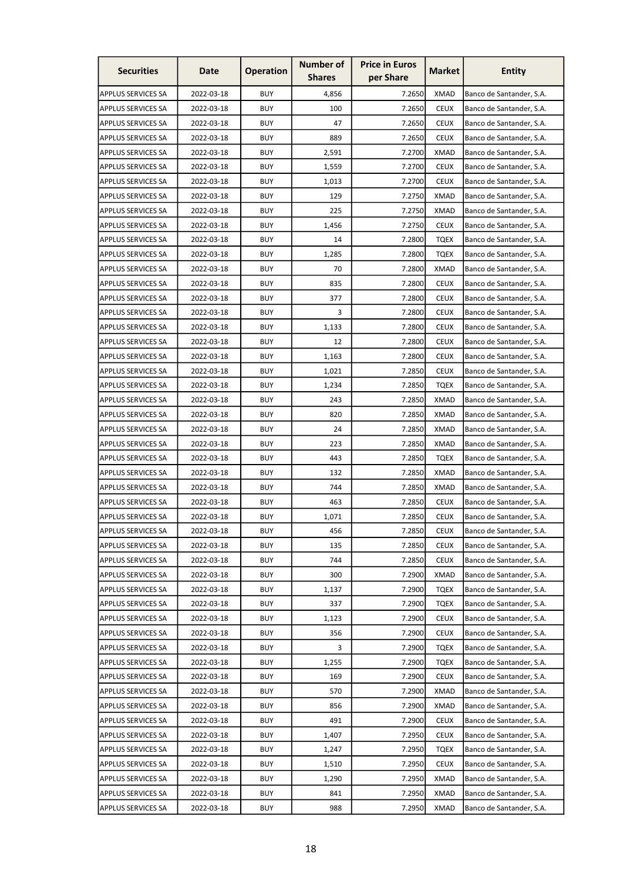| Securities | Date | Operation | Number of Shares | Price in Euros per Share | Market | Entity |
|---|---|---|---|---|---|---|
| APPLUS SERVICES SA | 2022-03-18 | BUY | 4,856 | 7.2650 | XMAD | Banco de Santander, S.A. |
| APPLUS SERVICES SA | 2022-03-18 | BUY | 100 | 7.2650 | CEUX | Banco de Santander, S.A. |
| APPLUS SERVICES SA | 2022-03-18 | BUY | 47 | 7.2650 | CEUX | Banco de Santander, S.A. |
| APPLUS SERVICES SA | 2022-03-18 | BUY | 889 | 7.2650 | CEUX | Banco de Santander, S.A. |
| APPLUS SERVICES SA | 2022-03-18 | BUY | 2,591 | 7.2700 | XMAD | Banco de Santander, S.A. |
| APPLUS SERVICES SA | 2022-03-18 | BUY | 1,559 | 7.2700 | CEUX | Banco de Santander, S.A. |
| APPLUS SERVICES SA | 2022-03-18 | BUY | 1,013 | 7.2700 | CEUX | Banco de Santander, S.A. |
| APPLUS SERVICES SA | 2022-03-18 | BUY | 129 | 7.2750 | XMAD | Banco de Santander, S.A. |
| APPLUS SERVICES SA | 2022-03-18 | BUY | 225 | 7.2750 | XMAD | Banco de Santander, S.A. |
| APPLUS SERVICES SA | 2022-03-18 | BUY | 1,456 | 7.2750 | CEUX | Banco de Santander, S.A. |
| APPLUS SERVICES SA | 2022-03-18 | BUY | 14 | 7.2800 | TQEX | Banco de Santander, S.A. |
| APPLUS SERVICES SA | 2022-03-18 | BUY | 1,285 | 7.2800 | TQEX | Banco de Santander, S.A. |
| APPLUS SERVICES SA | 2022-03-18 | BUY | 70 | 7.2800 | XMAD | Banco de Santander, S.A. |
| APPLUS SERVICES SA | 2022-03-18 | BUY | 835 | 7.2800 | CEUX | Banco de Santander, S.A. |
| APPLUS SERVICES SA | 2022-03-18 | BUY | 377 | 7.2800 | CEUX | Banco de Santander, S.A. |
| APPLUS SERVICES SA | 2022-03-18 | BUY | 3 | 7.2800 | CEUX | Banco de Santander, S.A. |
| APPLUS SERVICES SA | 2022-03-18 | BUY | 1,133 | 7.2800 | CEUX | Banco de Santander, S.A. |
| APPLUS SERVICES SA | 2022-03-18 | BUY | 12 | 7.2800 | CEUX | Banco de Santander, S.A. |
| APPLUS SERVICES SA | 2022-03-18 | BUY | 1,163 | 7.2800 | CEUX | Banco de Santander, S.A. |
| APPLUS SERVICES SA | 2022-03-18 | BUY | 1,021 | 7.2850 | CEUX | Banco de Santander, S.A. |
| APPLUS SERVICES SA | 2022-03-18 | BUY | 1,234 | 7.2850 | TQEX | Banco de Santander, S.A. |
| APPLUS SERVICES SA | 2022-03-18 | BUY | 243 | 7.2850 | XMAD | Banco de Santander, S.A. |
| APPLUS SERVICES SA | 2022-03-18 | BUY | 820 | 7.2850 | XMAD | Banco de Santander, S.A. |
| APPLUS SERVICES SA | 2022-03-18 | BUY | 24 | 7.2850 | XMAD | Banco de Santander, S.A. |
| APPLUS SERVICES SA | 2022-03-18 | BUY | 223 | 7.2850 | XMAD | Banco de Santander, S.A. |
| APPLUS SERVICES SA | 2022-03-18 | BUY | 443 | 7.2850 | TQEX | Banco de Santander, S.A. |
| APPLUS SERVICES SA | 2022-03-18 | BUY | 132 | 7.2850 | XMAD | Banco de Santander, S.A. |
| APPLUS SERVICES SA | 2022-03-18 | BUY | 744 | 7.2850 | XMAD | Banco de Santander, S.A. |
| APPLUS SERVICES SA | 2022-03-18 | BUY | 463 | 7.2850 | CEUX | Banco de Santander, S.A. |
| APPLUS SERVICES SA | 2022-03-18 | BUY | 1,071 | 7.2850 | CEUX | Banco de Santander, S.A. |
| APPLUS SERVICES SA | 2022-03-18 | BUY | 456 | 7.2850 | CEUX | Banco de Santander, S.A. |
| APPLUS SERVICES SA | 2022-03-18 | BUY | 135 | 7.2850 | CEUX | Banco de Santander, S.A. |
| APPLUS SERVICES SA | 2022-03-18 | BUY | 744 | 7.2850 | CEUX | Banco de Santander, S.A. |
| APPLUS SERVICES SA | 2022-03-18 | BUY | 300 | 7.2900 | XMAD | Banco de Santander, S.A. |
| APPLUS SERVICES SA | 2022-03-18 | BUY | 1,137 | 7.2900 | TQEX | Banco de Santander, S.A. |
| APPLUS SERVICES SA | 2022-03-18 | BUY | 337 | 7.2900 | TQEX | Banco de Santander, S.A. |
| APPLUS SERVICES SA | 2022-03-18 | BUY | 1,123 | 7.2900 | CEUX | Banco de Santander, S.A. |
| APPLUS SERVICES SA | 2022-03-18 | BUY | 356 | 7.2900 | CEUX | Banco de Santander, S.A. |
| APPLUS SERVICES SA | 2022-03-18 | BUY | 3 | 7.2900 | TQEX | Banco de Santander, S.A. |
| APPLUS SERVICES SA | 2022-03-18 | BUY | 1,255 | 7.2900 | TQEX | Banco de Santander, S.A. |
| APPLUS SERVICES SA | 2022-03-18 | BUY | 169 | 7.2900 | CEUX | Banco de Santander, S.A. |
| APPLUS SERVICES SA | 2022-03-18 | BUY | 570 | 7.2900 | XMAD | Banco de Santander, S.A. |
| APPLUS SERVICES SA | 2022-03-18 | BUY | 856 | 7.2900 | XMAD | Banco de Santander, S.A. |
| APPLUS SERVICES SA | 2022-03-18 | BUY | 491 | 7.2900 | CEUX | Banco de Santander, S.A. |
| APPLUS SERVICES SA | 2022-03-18 | BUY | 1,407 | 7.2950 | CEUX | Banco de Santander, S.A. |
| APPLUS SERVICES SA | 2022-03-18 | BUY | 1,247 | 7.2950 | TQEX | Banco de Santander, S.A. |
| APPLUS SERVICES SA | 2022-03-18 | BUY | 1,510 | 7.2950 | CEUX | Banco de Santander, S.A. |
| APPLUS SERVICES SA | 2022-03-18 | BUY | 1,290 | 7.2950 | XMAD | Banco de Santander, S.A. |
| APPLUS SERVICES SA | 2022-03-18 | BUY | 841 | 7.2950 | XMAD | Banco de Santander, S.A. |
| APPLUS SERVICES SA | 2022-03-18 | BUY | 988 | 7.2950 | XMAD | Banco de Santander, S.A. |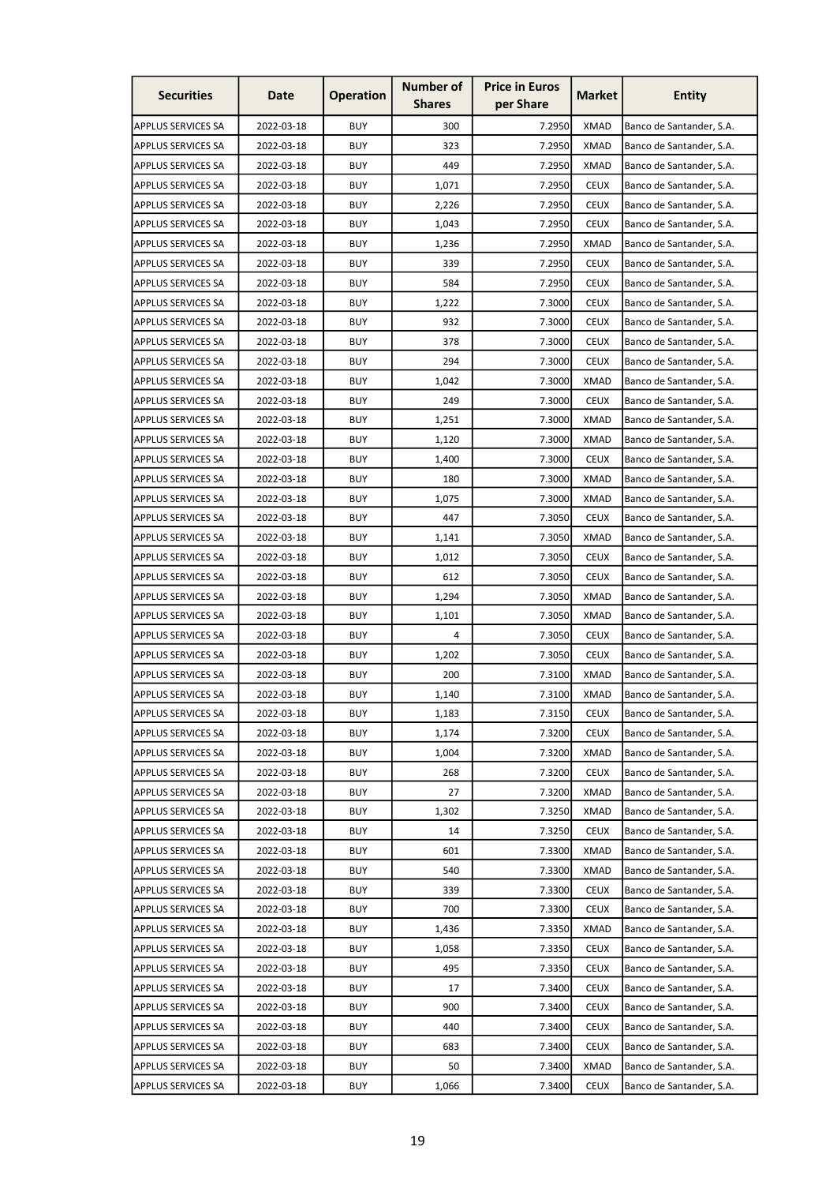| Securities | Date | Operation | Number of Shares | Price in Euros per Share | Market | Entity |
|---|---|---|---|---|---|---|
| APPLUS SERVICES SA | 2022-03-18 | BUY | 300 | 7.2950 | XMAD | Banco de Santander, S.A. |
| APPLUS SERVICES SA | 2022-03-18 | BUY | 323 | 7.2950 | XMAD | Banco de Santander, S.A. |
| APPLUS SERVICES SA | 2022-03-18 | BUY | 449 | 7.2950 | XMAD | Banco de Santander, S.A. |
| APPLUS SERVICES SA | 2022-03-18 | BUY | 1,071 | 7.2950 | CEUX | Banco de Santander, S.A. |
| APPLUS SERVICES SA | 2022-03-18 | BUY | 2,226 | 7.2950 | CEUX | Banco de Santander, S.A. |
| APPLUS SERVICES SA | 2022-03-18 | BUY | 1,043 | 7.2950 | CEUX | Banco de Santander, S.A. |
| APPLUS SERVICES SA | 2022-03-18 | BUY | 1,236 | 7.2950 | XMAD | Banco de Santander, S.A. |
| APPLUS SERVICES SA | 2022-03-18 | BUY | 339 | 7.2950 | CEUX | Banco de Santander, S.A. |
| APPLUS SERVICES SA | 2022-03-18 | BUY | 584 | 7.2950 | CEUX | Banco de Santander, S.A. |
| APPLUS SERVICES SA | 2022-03-18 | BUY | 1,222 | 7.3000 | CEUX | Banco de Santander, S.A. |
| APPLUS SERVICES SA | 2022-03-18 | BUY | 932 | 7.3000 | CEUX | Banco de Santander, S.A. |
| APPLUS SERVICES SA | 2022-03-18 | BUY | 378 | 7.3000 | CEUX | Banco de Santander, S.A. |
| APPLUS SERVICES SA | 2022-03-18 | BUY | 294 | 7.3000 | CEUX | Banco de Santander, S.A. |
| APPLUS SERVICES SA | 2022-03-18 | BUY | 1,042 | 7.3000 | XMAD | Banco de Santander, S.A. |
| APPLUS SERVICES SA | 2022-03-18 | BUY | 249 | 7.3000 | CEUX | Banco de Santander, S.A. |
| APPLUS SERVICES SA | 2022-03-18 | BUY | 1,251 | 7.3000 | XMAD | Banco de Santander, S.A. |
| APPLUS SERVICES SA | 2022-03-18 | BUY | 1,120 | 7.3000 | XMAD | Banco de Santander, S.A. |
| APPLUS SERVICES SA | 2022-03-18 | BUY | 1,400 | 7.3000 | CEUX | Banco de Santander, S.A. |
| APPLUS SERVICES SA | 2022-03-18 | BUY | 180 | 7.3000 | XMAD | Banco de Santander, S.A. |
| APPLUS SERVICES SA | 2022-03-18 | BUY | 1,075 | 7.3000 | XMAD | Banco de Santander, S.A. |
| APPLUS SERVICES SA | 2022-03-18 | BUY | 447 | 7.3050 | CEUX | Banco de Santander, S.A. |
| APPLUS SERVICES SA | 2022-03-18 | BUY | 1,141 | 7.3050 | XMAD | Banco de Santander, S.A. |
| APPLUS SERVICES SA | 2022-03-18 | BUY | 1,012 | 7.3050 | CEUX | Banco de Santander, S.A. |
| APPLUS SERVICES SA | 2022-03-18 | BUY | 612 | 7.3050 | CEUX | Banco de Santander, S.A. |
| APPLUS SERVICES SA | 2022-03-18 | BUY | 1,294 | 7.3050 | XMAD | Banco de Santander, S.A. |
| APPLUS SERVICES SA | 2022-03-18 | BUY | 1,101 | 7.3050 | XMAD | Banco de Santander, S.A. |
| APPLUS SERVICES SA | 2022-03-18 | BUY | 4 | 7.3050 | CEUX | Banco de Santander, S.A. |
| APPLUS SERVICES SA | 2022-03-18 | BUY | 1,202 | 7.3050 | CEUX | Banco de Santander, S.A. |
| APPLUS SERVICES SA | 2022-03-18 | BUY | 200 | 7.3100 | XMAD | Banco de Santander, S.A. |
| APPLUS SERVICES SA | 2022-03-18 | BUY | 1,140 | 7.3100 | XMAD | Banco de Santander, S.A. |
| APPLUS SERVICES SA | 2022-03-18 | BUY | 1,183 | 7.3150 | CEUX | Banco de Santander, S.A. |
| APPLUS SERVICES SA | 2022-03-18 | BUY | 1,174 | 7.3200 | CEUX | Banco de Santander, S.A. |
| APPLUS SERVICES SA | 2022-03-18 | BUY | 1,004 | 7.3200 | XMAD | Banco de Santander, S.A. |
| APPLUS SERVICES SA | 2022-03-18 | BUY | 268 | 7.3200 | CEUX | Banco de Santander, S.A. |
| APPLUS SERVICES SA | 2022-03-18 | BUY | 27 | 7.3200 | XMAD | Banco de Santander, S.A. |
| APPLUS SERVICES SA | 2022-03-18 | BUY | 1,302 | 7.3250 | XMAD | Banco de Santander, S.A. |
| APPLUS SERVICES SA | 2022-03-18 | BUY | 14 | 7.3250 | CEUX | Banco de Santander, S.A. |
| APPLUS SERVICES SA | 2022-03-18 | BUY | 601 | 7.3300 | XMAD | Banco de Santander, S.A. |
| APPLUS SERVICES SA | 2022-03-18 | BUY | 540 | 7.3300 | XMAD | Banco de Santander, S.A. |
| APPLUS SERVICES SA | 2022-03-18 | BUY | 339 | 7.3300 | CEUX | Banco de Santander, S.A. |
| APPLUS SERVICES SA | 2022-03-18 | BUY | 700 | 7.3300 | CEUX | Banco de Santander, S.A. |
| APPLUS SERVICES SA | 2022-03-18 | BUY | 1,436 | 7.3350 | XMAD | Banco de Santander, S.A. |
| APPLUS SERVICES SA | 2022-03-18 | BUY | 1,058 | 7.3350 | CEUX | Banco de Santander, S.A. |
| APPLUS SERVICES SA | 2022-03-18 | BUY | 495 | 7.3350 | CEUX | Banco de Santander, S.A. |
| APPLUS SERVICES SA | 2022-03-18 | BUY | 17 | 7.3400 | CEUX | Banco de Santander, S.A. |
| APPLUS SERVICES SA | 2022-03-18 | BUY | 900 | 7.3400 | CEUX | Banco de Santander, S.A. |
| APPLUS SERVICES SA | 2022-03-18 | BUY | 440 | 7.3400 | CEUX | Banco de Santander, S.A. |
| APPLUS SERVICES SA | 2022-03-18 | BUY | 683 | 7.3400 | CEUX | Banco de Santander, S.A. |
| APPLUS SERVICES SA | 2022-03-18 | BUY | 50 | 7.3400 | XMAD | Banco de Santander, S.A. |
| APPLUS SERVICES SA | 2022-03-18 | BUY | 1,066 | 7.3400 | CEUX | Banco de Santander, S.A. |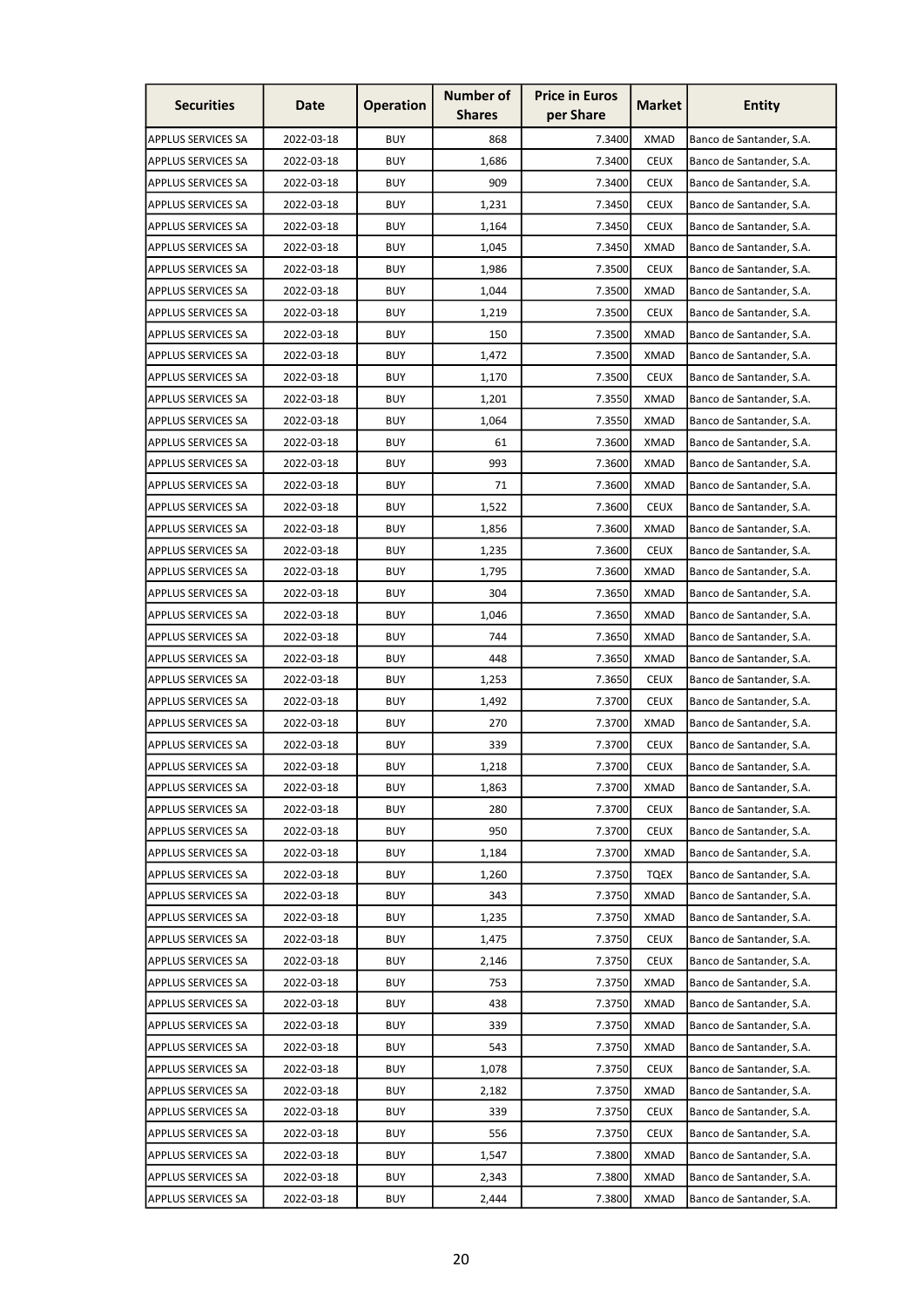| Securities | Date | Operation | Number of Shares | Price in Euros per Share | Market | Entity |
|---|---|---|---|---|---|---|
| APPLUS SERVICES SA | 2022-03-18 | BUY | 868 | 7.3400 | XMAD | Banco de Santander, S.A. |
| APPLUS SERVICES SA | 2022-03-18 | BUY | 1,686 | 7.3400 | CEUX | Banco de Santander, S.A. |
| APPLUS SERVICES SA | 2022-03-18 | BUY | 909 | 7.3400 | CEUX | Banco de Santander, S.A. |
| APPLUS SERVICES SA | 2022-03-18 | BUY | 1,231 | 7.3450 | CEUX | Banco de Santander, S.A. |
| APPLUS SERVICES SA | 2022-03-18 | BUY | 1,164 | 7.3450 | CEUX | Banco de Santander, S.A. |
| APPLUS SERVICES SA | 2022-03-18 | BUY | 1,045 | 7.3450 | XMAD | Banco de Santander, S.A. |
| APPLUS SERVICES SA | 2022-03-18 | BUY | 1,986 | 7.3500 | CEUX | Banco de Santander, S.A. |
| APPLUS SERVICES SA | 2022-03-18 | BUY | 1,044 | 7.3500 | XMAD | Banco de Santander, S.A. |
| APPLUS SERVICES SA | 2022-03-18 | BUY | 1,219 | 7.3500 | CEUX | Banco de Santander, S.A. |
| APPLUS SERVICES SA | 2022-03-18 | BUY | 150 | 7.3500 | XMAD | Banco de Santander, S.A. |
| APPLUS SERVICES SA | 2022-03-18 | BUY | 1,472 | 7.3500 | XMAD | Banco de Santander, S.A. |
| APPLUS SERVICES SA | 2022-03-18 | BUY | 1,170 | 7.3500 | CEUX | Banco de Santander, S.A. |
| APPLUS SERVICES SA | 2022-03-18 | BUY | 1,201 | 7.3550 | XMAD | Banco de Santander, S.A. |
| APPLUS SERVICES SA | 2022-03-18 | BUY | 1,064 | 7.3550 | XMAD | Banco de Santander, S.A. |
| APPLUS SERVICES SA | 2022-03-18 | BUY | 61 | 7.3600 | XMAD | Banco de Santander, S.A. |
| APPLUS SERVICES SA | 2022-03-18 | BUY | 993 | 7.3600 | XMAD | Banco de Santander, S.A. |
| APPLUS SERVICES SA | 2022-03-18 | BUY | 71 | 7.3600 | XMAD | Banco de Santander, S.A. |
| APPLUS SERVICES SA | 2022-03-18 | BUY | 1,522 | 7.3600 | CEUX | Banco de Santander, S.A. |
| APPLUS SERVICES SA | 2022-03-18 | BUY | 1,856 | 7.3600 | XMAD | Banco de Santander, S.A. |
| APPLUS SERVICES SA | 2022-03-18 | BUY | 1,235 | 7.3600 | CEUX | Banco de Santander, S.A. |
| APPLUS SERVICES SA | 2022-03-18 | BUY | 1,795 | 7.3600 | XMAD | Banco de Santander, S.A. |
| APPLUS SERVICES SA | 2022-03-18 | BUY | 304 | 7.3650 | XMAD | Banco de Santander, S.A. |
| APPLUS SERVICES SA | 2022-03-18 | BUY | 1,046 | 7.3650 | XMAD | Banco de Santander, S.A. |
| APPLUS SERVICES SA | 2022-03-18 | BUY | 744 | 7.3650 | XMAD | Banco de Santander, S.A. |
| APPLUS SERVICES SA | 2022-03-18 | BUY | 448 | 7.3650 | XMAD | Banco de Santander, S.A. |
| APPLUS SERVICES SA | 2022-03-18 | BUY | 1,253 | 7.3650 | CEUX | Banco de Santander, S.A. |
| APPLUS SERVICES SA | 2022-03-18 | BUY | 1,492 | 7.3700 | CEUX | Banco de Santander, S.A. |
| APPLUS SERVICES SA | 2022-03-18 | BUY | 270 | 7.3700 | XMAD | Banco de Santander, S.A. |
| APPLUS SERVICES SA | 2022-03-18 | BUY | 339 | 7.3700 | CEUX | Banco de Santander, S.A. |
| APPLUS SERVICES SA | 2022-03-18 | BUY | 1,218 | 7.3700 | CEUX | Banco de Santander, S.A. |
| APPLUS SERVICES SA | 2022-03-18 | BUY | 1,863 | 7.3700 | XMAD | Banco de Santander, S.A. |
| APPLUS SERVICES SA | 2022-03-18 | BUY | 280 | 7.3700 | CEUX | Banco de Santander, S.A. |
| APPLUS SERVICES SA | 2022-03-18 | BUY | 950 | 7.3700 | CEUX | Banco de Santander, S.A. |
| APPLUS SERVICES SA | 2022-03-18 | BUY | 1,184 | 7.3700 | XMAD | Banco de Santander, S.A. |
| APPLUS SERVICES SA | 2022-03-18 | BUY | 1,260 | 7.3750 | TQEX | Banco de Santander, S.A. |
| APPLUS SERVICES SA | 2022-03-18 | BUY | 343 | 7.3750 | XMAD | Banco de Santander, S.A. |
| APPLUS SERVICES SA | 2022-03-18 | BUY | 1,235 | 7.3750 | XMAD | Banco de Santander, S.A. |
| APPLUS SERVICES SA | 2022-03-18 | BUY | 1,475 | 7.3750 | CEUX | Banco de Santander, S.A. |
| APPLUS SERVICES SA | 2022-03-18 | BUY | 2,146 | 7.3750 | CEUX | Banco de Santander, S.A. |
| APPLUS SERVICES SA | 2022-03-18 | BUY | 753 | 7.3750 | XMAD | Banco de Santander, S.A. |
| APPLUS SERVICES SA | 2022-03-18 | BUY | 438 | 7.3750 | XMAD | Banco de Santander, S.A. |
| APPLUS SERVICES SA | 2022-03-18 | BUY | 339 | 7.3750 | XMAD | Banco de Santander, S.A. |
| APPLUS SERVICES SA | 2022-03-18 | BUY | 543 | 7.3750 | XMAD | Banco de Santander, S.A. |
| APPLUS SERVICES SA | 2022-03-18 | BUY | 1,078 | 7.3750 | CEUX | Banco de Santander, S.A. |
| APPLUS SERVICES SA | 2022-03-18 | BUY | 2,182 | 7.3750 | XMAD | Banco de Santander, S.A. |
| APPLUS SERVICES SA | 2022-03-18 | BUY | 339 | 7.3750 | CEUX | Banco de Santander, S.A. |
| APPLUS SERVICES SA | 2022-03-18 | BUY | 556 | 7.3750 | CEUX | Banco de Santander, S.A. |
| APPLUS SERVICES SA | 2022-03-18 | BUY | 1,547 | 7.3800 | XMAD | Banco de Santander, S.A. |
| APPLUS SERVICES SA | 2022-03-18 | BUY | 2,343 | 7.3800 | XMAD | Banco de Santander, S.A. |
| APPLUS SERVICES SA | 2022-03-18 | BUY | 2,444 | 7.3800 | XMAD | Banco de Santander, S.A. |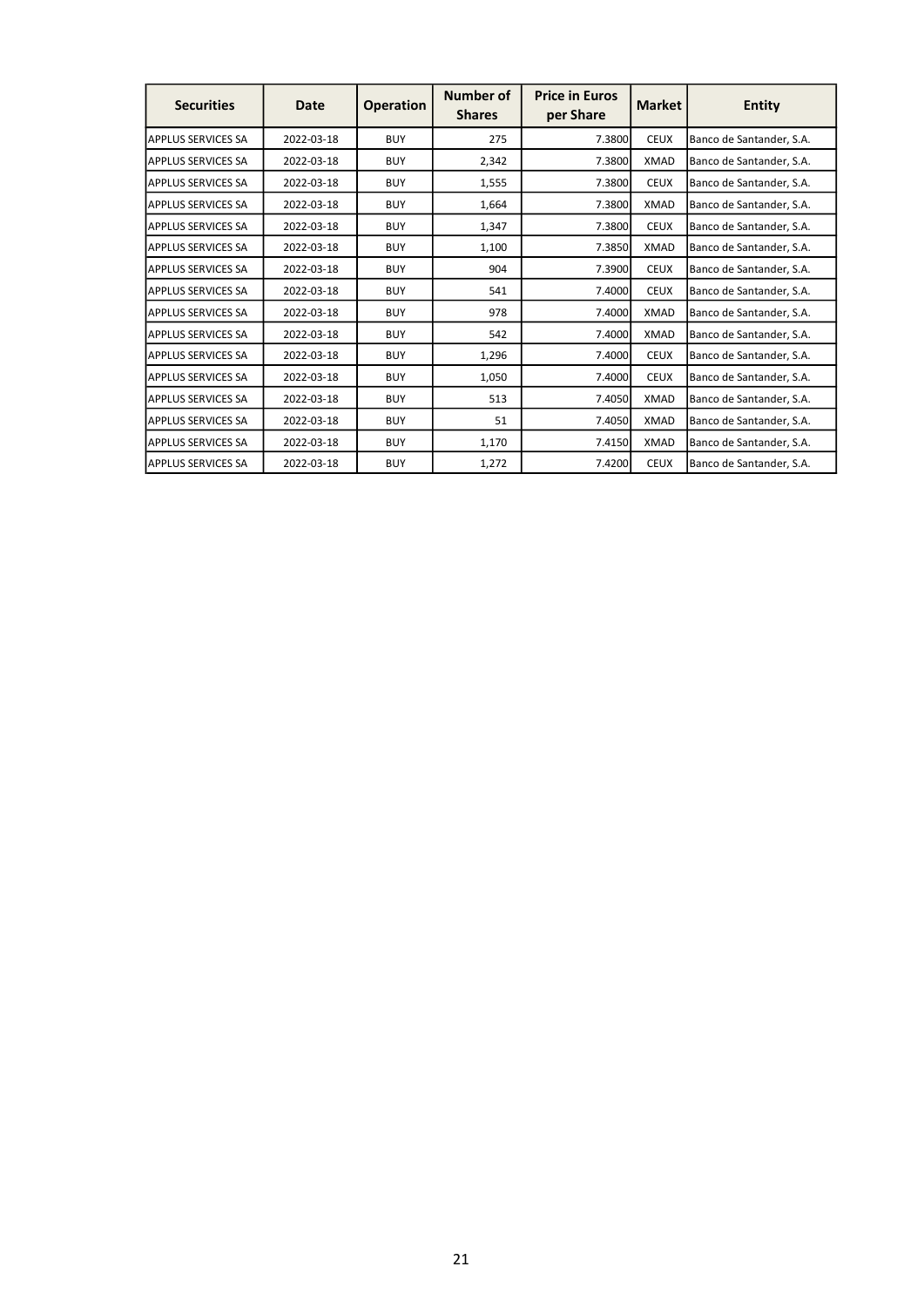| Securities | Date | Operation | Number of Shares | Price in Euros per Share | Market | Entity |
|---|---|---|---|---|---|---|
| APPLUS SERVICES SA | 2022-03-18 | BUY | 275 | 7.3800 | CEUX | Banco de Santander, S.A. |
| APPLUS SERVICES SA | 2022-03-18 | BUY | 2,342 | 7.3800 | XMAD | Banco de Santander, S.A. |
| APPLUS SERVICES SA | 2022-03-18 | BUY | 1,555 | 7.3800 | CEUX | Banco de Santander, S.A. |
| APPLUS SERVICES SA | 2022-03-18 | BUY | 1,664 | 7.3800 | XMAD | Banco de Santander, S.A. |
| APPLUS SERVICES SA | 2022-03-18 | BUY | 1,347 | 7.3800 | CEUX | Banco de Santander, S.A. |
| APPLUS SERVICES SA | 2022-03-18 | BUY | 1,100 | 7.3850 | XMAD | Banco de Santander, S.A. |
| APPLUS SERVICES SA | 2022-03-18 | BUY | 904 | 7.3900 | CEUX | Banco de Santander, S.A. |
| APPLUS SERVICES SA | 2022-03-18 | BUY | 541 | 7.4000 | CEUX | Banco de Santander, S.A. |
| APPLUS SERVICES SA | 2022-03-18 | BUY | 978 | 7.4000 | XMAD | Banco de Santander, S.A. |
| APPLUS SERVICES SA | 2022-03-18 | BUY | 542 | 7.4000 | XMAD | Banco de Santander, S.A. |
| APPLUS SERVICES SA | 2022-03-18 | BUY | 1,296 | 7.4000 | CEUX | Banco de Santander, S.A. |
| APPLUS SERVICES SA | 2022-03-18 | BUY | 1,050 | 7.4000 | CEUX | Banco de Santander, S.A. |
| APPLUS SERVICES SA | 2022-03-18 | BUY | 513 | 7.4050 | XMAD | Banco de Santander, S.A. |
| APPLUS SERVICES SA | 2022-03-18 | BUY | 51 | 7.4050 | XMAD | Banco de Santander, S.A. |
| APPLUS SERVICES SA | 2022-03-18 | BUY | 1,170 | 7.4150 | XMAD | Banco de Santander, S.A. |
| APPLUS SERVICES SA | 2022-03-18 | BUY | 1,272 | 7.4200 | CEUX | Banco de Santander, S.A. |